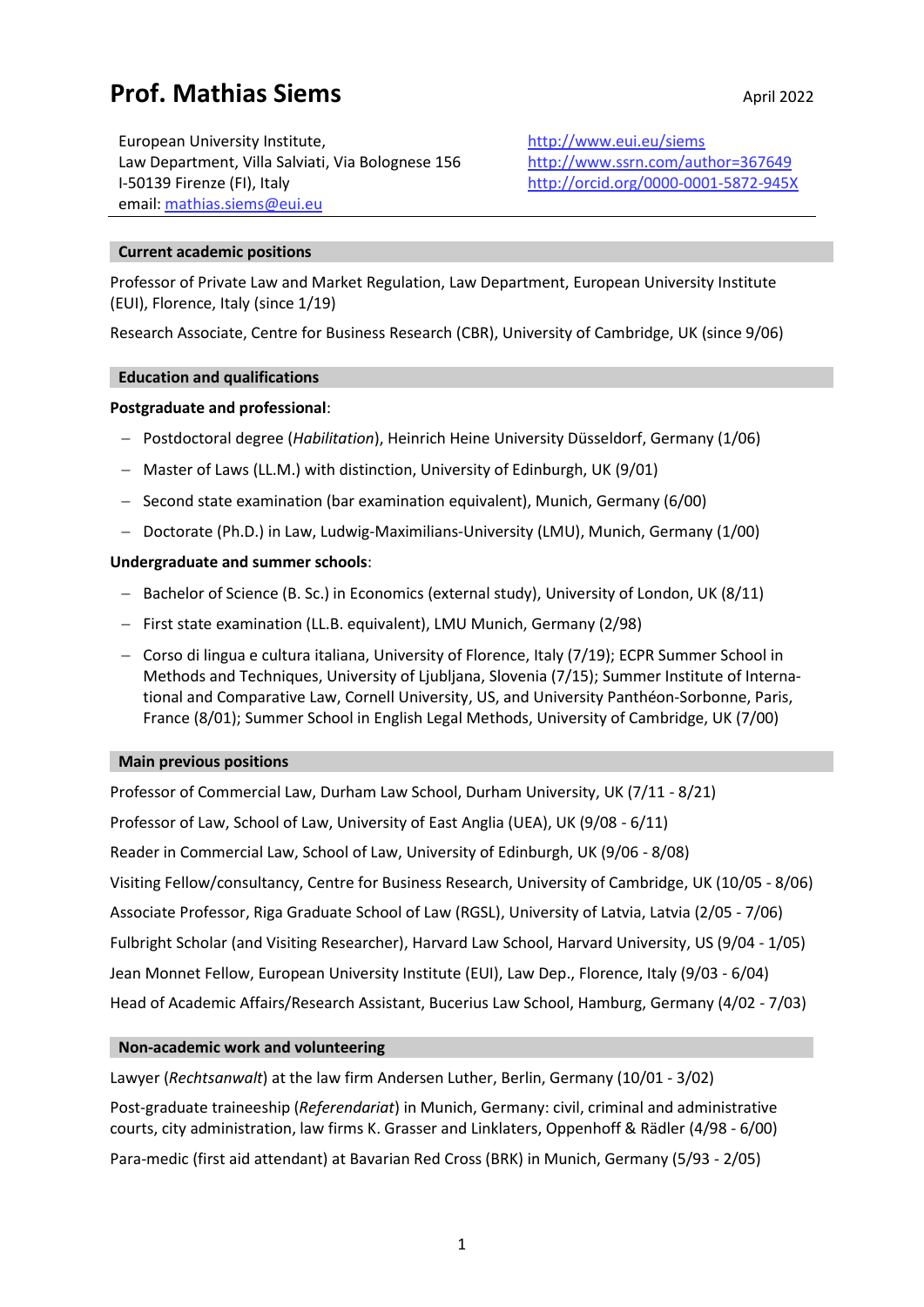# Prof. Mathias Siems

April 2022

European University Institute,
Law Department, Villa Salviati, Via Bolognese 156
I-50139 Firenze (FI), Italy
email: [mathias.siems@eui.eu](mailto:mathias.siems@eui.eu)

http://www.eui.eu/siems
http://www.ssrn.com/author=367649
http://orcid.org/0000-0001-5872-945X

## Current academic positions

Professor of Private Law and Market Regulation, Law Department, European University Institute (EUI), Florence, Italy (since 1/19)

Research Associate, Centre for Business Research (CBR), University of Cambridge, UK (since 9/06)

## Education and qualifications

**Postgraduate and professional**:

- Postdoctoral degree (*Habilitation*), Heinrich Heine University Düsseldorf, Germany (1/06)
- Master of Laws (LL.M.) with distinction, University of Edinburgh, UK (9/01)
- Second state examination (bar examination equivalent), Munich, Germany (6/00)
- Doctorate (Ph.D.) in Law, Ludwig-Maximilians-University (LMU), Munich, Germany (1/00)

**Undergraduate and summer schools**:

- Bachelor of Science (B. Sc.) in Economics (external study), University of London, UK (8/11)
- First state examination (LL.B. equivalent), LMU Munich, Germany (2/98)
- Corso di lingua e cultura italiana, University of Florence, Italy (7/19); ECPR Summer School in Methods and Techniques, University of Ljubljana, Slovenia (7/15); Summer Institute of International and Comparative Law, Cornell University, US, and University Panthéon-Sorbonne, Paris, France (8/01); Summer School in English Legal Methods, University of Cambridge, UK (7/00)

## Main previous positions

Professor of Commercial Law, Durham Law School, Durham University, UK (7/11 - 8/21)

Professor of Law, School of Law, University of East Anglia (UEA), UK (9/08 - 6/11)

Reader in Commercial Law, School of Law, University of Edinburgh, UK (9/06 - 8/08)

Visiting Fellow/consultancy, Centre for Business Research, University of Cambridge, UK (10/05 - 8/06)

Associate Professor, Riga Graduate School of Law (RGSL), University of Latvia, Latvia (2/05 - 7/06)

Fulbright Scholar (and Visiting Researcher), Harvard Law School, Harvard University, US (9/04 - 1/05)

Jean Monnet Fellow, European University Institute (EUI), Law Dep., Florence, Italy (9/03 - 6/04)

Head of Academic Affairs/Research Assistant, Bucerius Law School, Hamburg, Germany (4/02 - 7/03)

## Non-academic work and volunteering

Lawyer (*Rechtsanwalt*) at the law firm Andersen Luther, Berlin, Germany (10/01 - 3/02)

Post-graduate traineeship (*Referendariat*) in Munich, Germany: civil, criminal and administrative courts, city administration, law firms K. Grasser and Linklaters, Oppenhoff & Rädler (4/98 - 6/00)

Para-medic (first aid attendant) at Bavarian Red Cross (BRK) in Munich, Germany (5/93 - 2/05)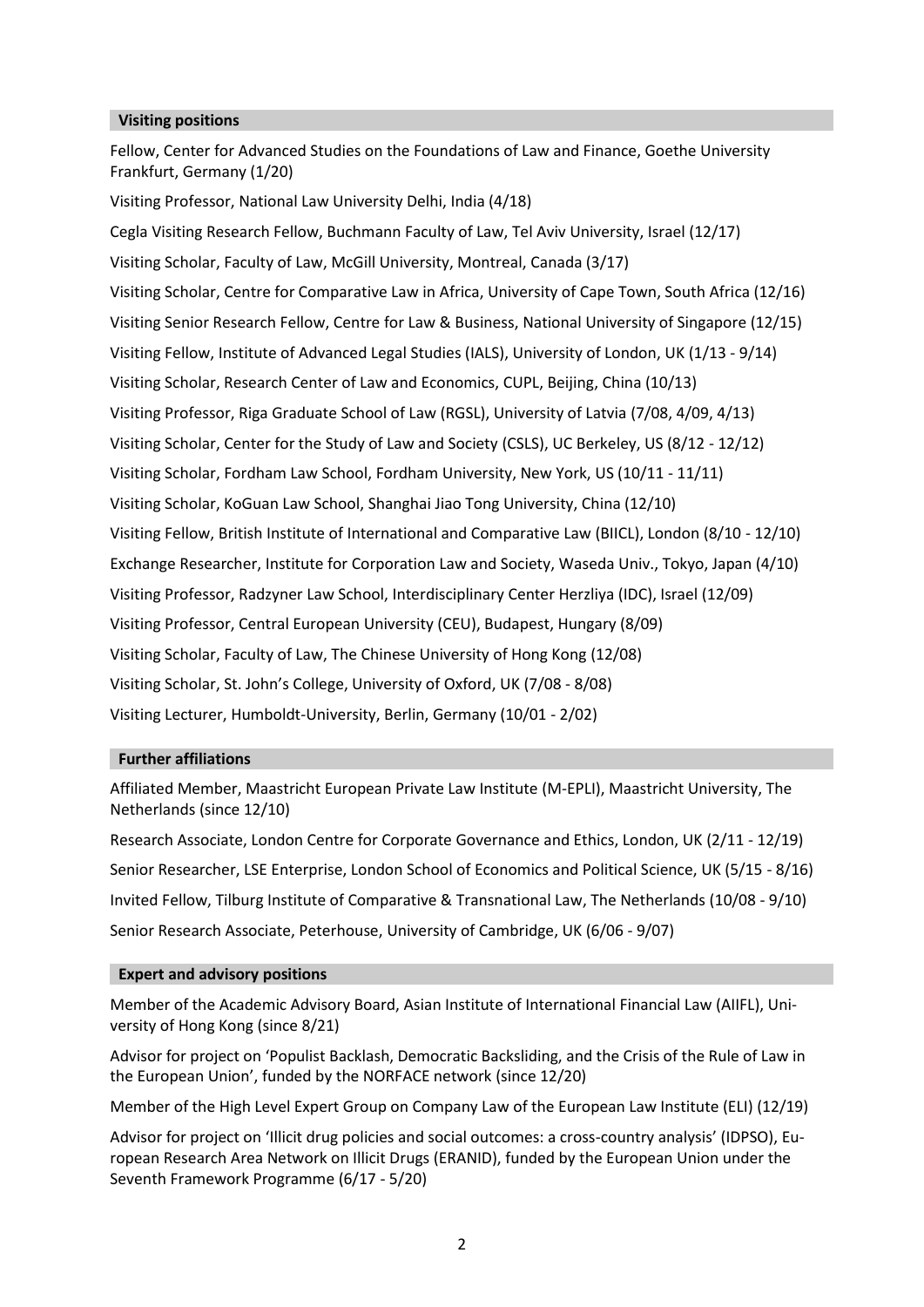## Visiting positions

Fellow, Center for Advanced Studies on the Foundations of Law and Finance, Goethe University Frankfurt, Germany (1/20)

Visiting Professor, National Law University Delhi, India (4/18)

Cegla Visiting Research Fellow, Buchmann Faculty of Law, Tel Aviv University, Israel (12/17)

Visiting Scholar, Faculty of Law, McGill University, Montreal, Canada (3/17)

Visiting Scholar, Centre for Comparative Law in Africa, University of Cape Town, South Africa (12/16)

Visiting Senior Research Fellow, Centre for Law & Business, National University of Singapore (12/15)

Visiting Fellow, Institute of Advanced Legal Studies (IALS), University of London, UK (1/13 - 9/14)

Visiting Scholar, Research Center of Law and Economics, CUPL, Beijing, China (10/13)

Visiting Professor, Riga Graduate School of Law (RGSL), University of Latvia (7/08, 4/09, 4/13)

Visiting Scholar, Center for the Study of Law and Society (CSLS), UC Berkeley, US (8/12 - 12/12)

Visiting Scholar, Fordham Law School, Fordham University, New York, US (10/11 - 11/11)

Visiting Scholar, KoGuan Law School, Shanghai Jiao Tong University, China (12/10)

Visiting Fellow, British Institute of International and Comparative Law (BIICL), London (8/10 - 12/10)

Exchange Researcher, Institute for Corporation Law and Society, Waseda Univ., Tokyo, Japan (4/10)

Visiting Professor, Radzyner Law School, Interdisciplinary Center Herzliya (IDC), Israel (12/09)

Visiting Professor, Central European University (CEU), Budapest, Hungary (8/09)

Visiting Scholar, Faculty of Law, The Chinese University of Hong Kong (12/08)

Visiting Scholar, St. John's College, University of Oxford, UK (7/08 - 8/08)

Visiting Lecturer, Humboldt-University, Berlin, Germany (10/01 - 2/02)

## Further affiliations

Affiliated Member, Maastricht European Private Law Institute (M-EPLI), Maastricht University, The Netherlands (since 12/10)

Research Associate, London Centre for Corporate Governance and Ethics, London, UK (2/11 - 12/19)

Senior Researcher, LSE Enterprise, London School of Economics and Political Science, UK (5/15 - 8/16)

Invited Fellow, Tilburg Institute of Comparative & Transnational Law, The Netherlands (10/08 - 9/10)

Senior Research Associate, Peterhouse, University of Cambridge, UK (6/06 - 9/07)

## Expert and advisory positions

Member of the Academic Advisory Board, Asian Institute of International Financial Law (AIIFL), University of Hong Kong (since 8/21)

Advisor for project on 'Populist Backlash, Democratic Backsliding, and the Crisis of the Rule of Law in the European Union', funded by the NORFACE network (since 12/20)

Member of the High Level Expert Group on Company Law of the European Law Institute (ELI) (12/19)

Advisor for project on 'Illicit drug policies and social outcomes: a cross-country analysis' (IDPSO), European Research Area Network on Illicit Drugs (ERANID), funded by the European Union under the Seventh Framework Programme (6/17 - 5/20)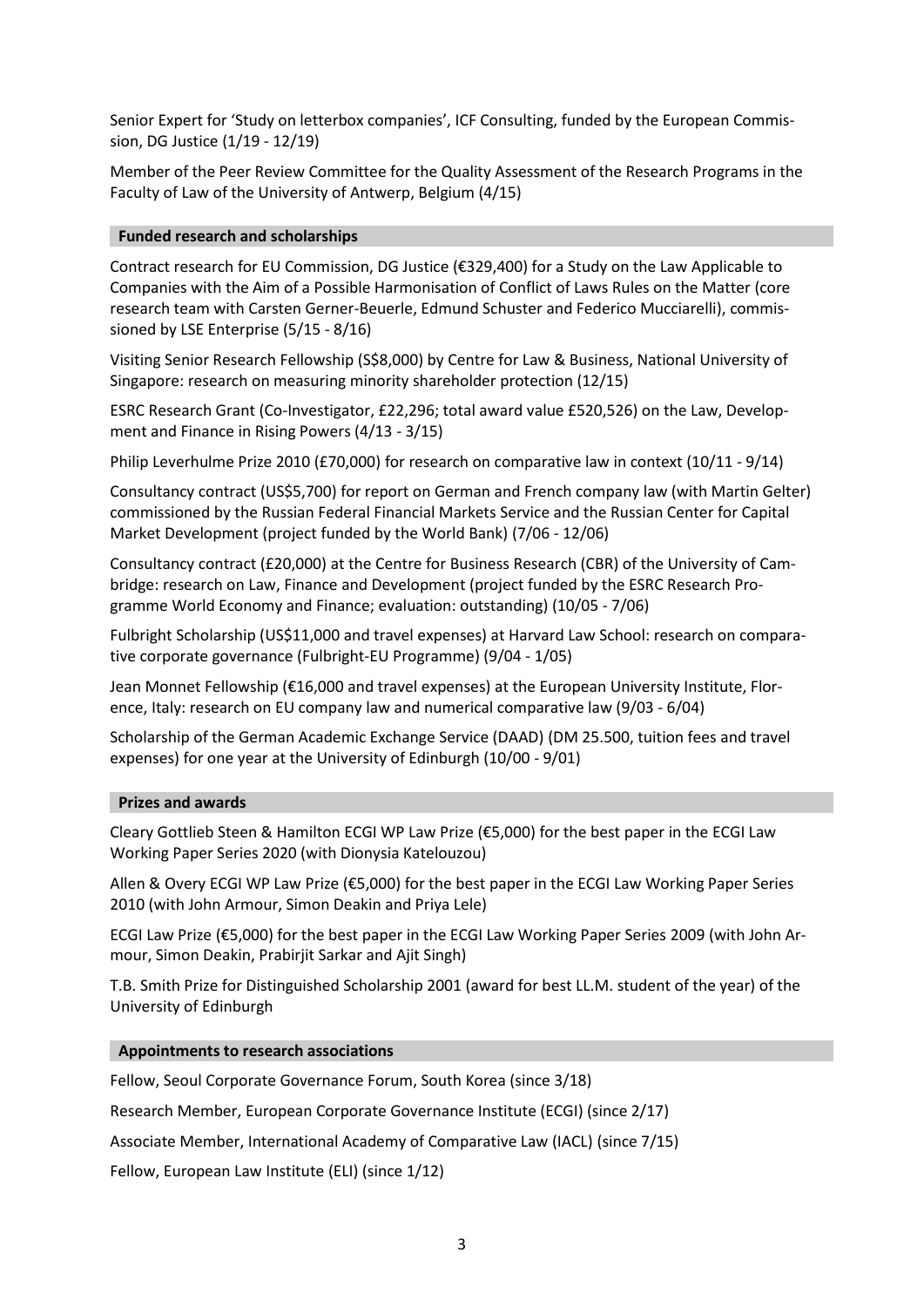Senior Expert for 'Study on letterbox companies', ICF Consulting, funded by the European Commission, DG Justice (1/19 - 12/19)

Member of the Peer Review Committee for the Quality Assessment of the Research Programs in the Faculty of Law of the University of Antwerp, Belgium (4/15)

## Funded research and scholarships

Contract research for EU Commission, DG Justice (€329,400) for a Study on the Law Applicable to Companies with the Aim of a Possible Harmonisation of Conflict of Laws Rules on the Matter (core research team with Carsten Gerner-Beuerle, Edmund Schuster and Federico Mucciarelli), commissioned by LSE Enterprise (5/15 - 8/16)

Visiting Senior Research Fellowship (S$8,000) by Centre for Law & Business, National University of Singapore: research on measuring minority shareholder protection (12/15)

ESRC Research Grant (Co-Investigator, £22,296; total award value £520,526) on the Law, Development and Finance in Rising Powers (4/13 - 3/15)

Philip Leverhulme Prize 2010 (£70,000) for research on comparative law in context (10/11 - 9/14)

Consultancy contract (US$5,700) for report on German and French company law (with Martin Gelter) commissioned by the Russian Federal Financial Markets Service and the Russian Center for Capital Market Development (project funded by the World Bank) (7/06 - 12/06)

Consultancy contract (£20,000) at the Centre for Business Research (CBR) of the University of Cambridge: research on Law, Finance and Development (project funded by the ESRC Research Programme World Economy and Finance; evaluation: outstanding) (10/05 - 7/06)

Fulbright Scholarship (US$11,000 and travel expenses) at Harvard Law School: research on comparative corporate governance (Fulbright-EU Programme) (9/04 - 1/05)

Jean Monnet Fellowship (€16,000 and travel expenses) at the European University Institute, Florence, Italy: research on EU company law and numerical comparative law (9/03 - 6/04)

Scholarship of the German Academic Exchange Service (DAAD) (DM 25.500, tuition fees and travel expenses) for one year at the University of Edinburgh (10/00 - 9/01)

## Prizes and awards

Cleary Gottlieb Steen & Hamilton ECGI WP Law Prize (€5,000) for the best paper in the ECGI Law Working Paper Series 2020 (with Dionysia Katelouzou)

Allen & Overy ECGI WP Law Prize (€5,000) for the best paper in the ECGI Law Working Paper Series 2010 (with John Armour, Simon Deakin and Priya Lele)

ECGI Law Prize (€5,000) for the best paper in the ECGI Law Working Paper Series 2009 (with John Armour, Simon Deakin, Prabirjit Sarkar and Ajit Singh)

T.B. Smith Prize for Distinguished Scholarship 2001 (award for best LL.M. student of the year) of the University of Edinburgh

## Appointments to research associations

Fellow, Seoul Corporate Governance Forum, South Korea (since 3/18)

Research Member, European Corporate Governance Institute (ECGI) (since 2/17)

Associate Member, International Academy of Comparative Law (IACL) (since 7/15)

Fellow, European Law Institute (ELI) (since 1/12)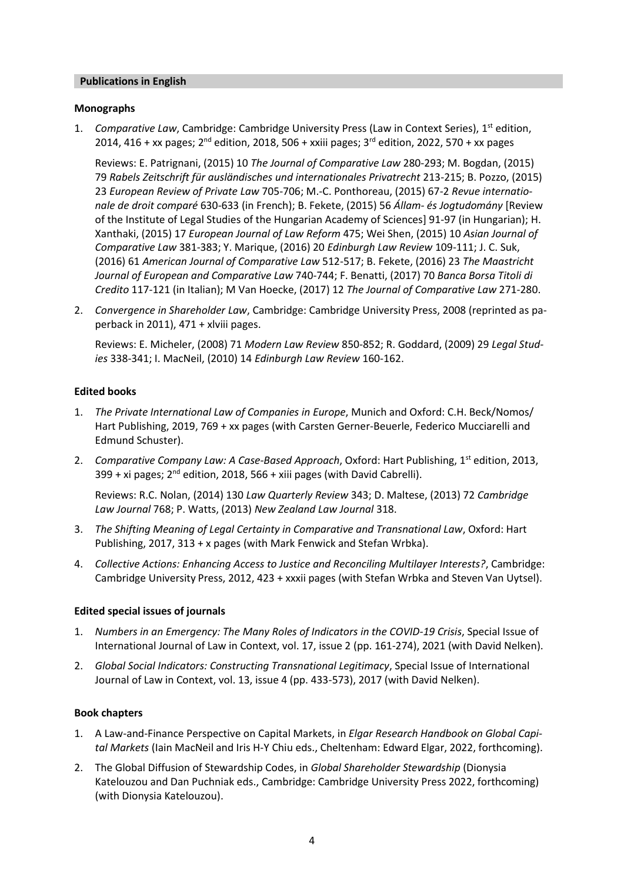## Publications in English

### Monographs

1. *Comparative Law*, Cambridge: Cambridge University Press (Law in Context Series), 1st edition, 2014, 416 + xx pages; 2nd edition, 2018, 506 + xxiii pages; 3rd edition, 2022, 570 + xx pages

   Reviews: E. Patrignani, (2015) 10 *The Journal of Comparative Law* 280-293; M. Bogdan, (2015) 79 *Rabels Zeitschrift für ausländisches und internationales Privatrecht* 213-215; B. Pozzo, (2015) 23 *European Review of Private Law* 705-706; M.-C. Ponthoreau, (2015) 67-2 *Revue internationale de droit comparé* 630-633 (in French); B. Fekete, (2015) 56 *Állam- és Jogtudomány* [Review of the Institute of Legal Studies of the Hungarian Academy of Sciences] 91-97 (in Hungarian); H. Xanthaki, (2015) 17 *European Journal of Law Reform* 475; Wei Shen, (2015) 10 *Asian Journal of Comparative Law* 381-383; Y. Marique, (2016) 20 *Edinburgh Law Review* 109-111; J. C. Suk, (2016) 61 *American Journal of Comparative Law* 512-517; B. Fekete, (2016) 23 *The Maastricht Journal of European and Comparative Law* 740-744; F. Benatti, (2017) 70 *Banca Borsa Titoli di Credito* 117-121 (in Italian); M Van Hoecke, (2017) 12 *The Journal of Comparative Law* 271-280.

2. *Convergence in Shareholder Law*, Cambridge: Cambridge University Press, 2008 (reprinted as paperback in 2011), 471 + xlviii pages.

   Reviews: E. Micheler, (2008) 71 *Modern Law Review* 850-852; R. Goddard, (2009) 29 *Legal Studies* 338-341; I. MacNeil, (2010) 14 *Edinburgh Law Review* 160-162.

### Edited books

1. *The Private International Law of Companies in Europe*, Munich and Oxford: C.H. Beck/Nomos/ Hart Publishing, 2019, 769 + xx pages (with Carsten Gerner-Beuerle, Federico Mucciarelli and Edmund Schuster).

2. *Comparative Company Law: A Case-Based Approach*, Oxford: Hart Publishing, 1st edition, 2013, 399 + xi pages; 2nd edition, 2018, 566 + xiii pages (with David Cabrelli).

   Reviews: R.C. Nolan, (2014) 130 *Law Quarterly Review* 343; D. Maltese, (2013) 72 *Cambridge Law Journal* 768; P. Watts, (2013) *New Zealand Law Journal* 318.

3. *The Shifting Meaning of Legal Certainty in Comparative and Transnational Law*, Oxford: Hart Publishing, 2017, 313 + x pages (with Mark Fenwick and Stefan Wrbka).

4. *Collective Actions: Enhancing Access to Justice and Reconciling Multilayer Interests?*, Cambridge: Cambridge University Press, 2012, 423 + xxxii pages (with Stefan Wrbka and Steven Van Uytsel).

### Edited special issues of journals

1. *Numbers in an Emergency: The Many Roles of Indicators in the COVID-19 Crisis*, Special Issue of International Journal of Law in Context, vol. 17, issue 2 (pp. 161-274), 2021 (with David Nelken).

2. *Global Social Indicators: Constructing Transnational Legitimacy*, Special Issue of International Journal of Law in Context, vol. 13, issue 4 (pp. 433-573), 2017 (with David Nelken).

### Book chapters

1. A Law-and-Finance Perspective on Capital Markets, in *Elgar Research Handbook on Global Capital Markets* (Iain MacNeil and Iris H-Y Chiu eds., Cheltenham: Edward Elgar, 2022, forthcoming).

2. The Global Diffusion of Stewardship Codes, in *Global Shareholder Stewardship* (Dionysia Katelouzou and Dan Puchniak eds., Cambridge: Cambridge University Press 2022, forthcoming) (with Dionysia Katelouzou).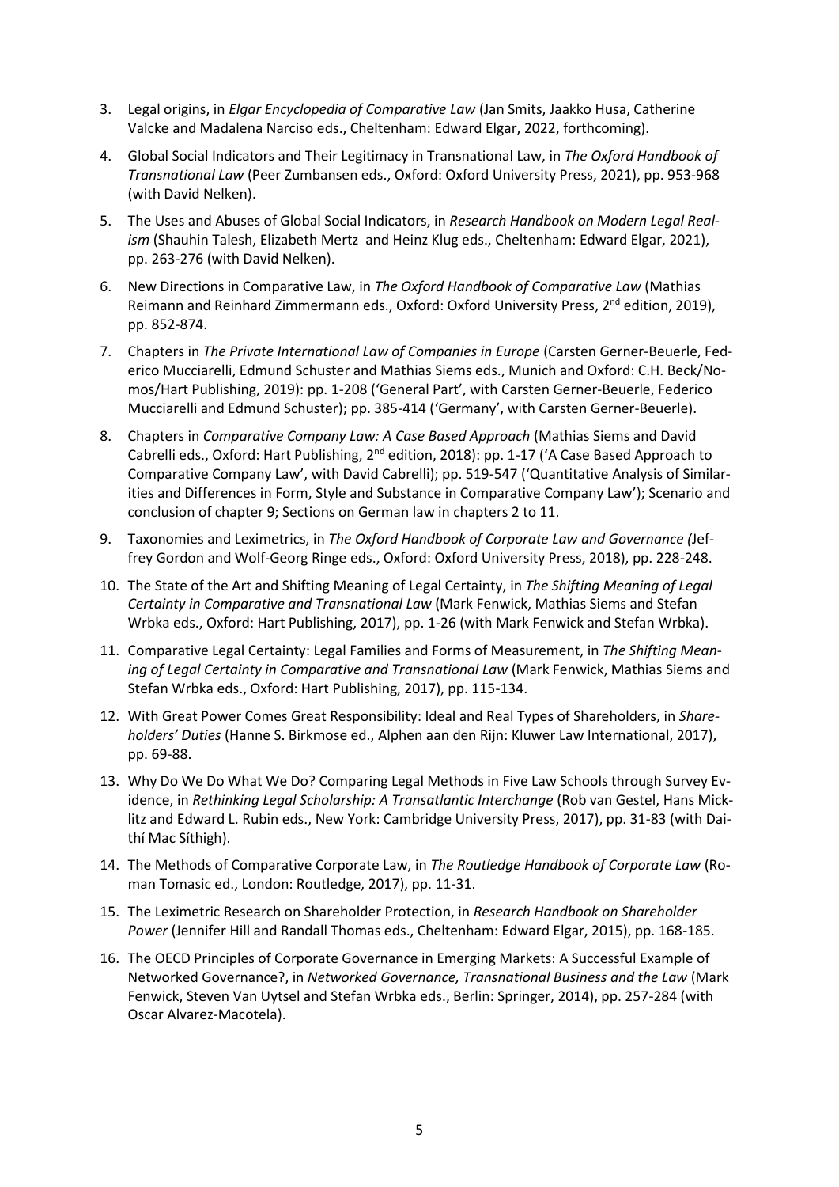3. Legal origins, in *Elgar Encyclopedia of Comparative Law* (Jan Smits, Jaakko Husa, Catherine Valcke and Madalena Narciso eds., Cheltenham: Edward Elgar, 2022, forthcoming).
4. Global Social Indicators and Their Legitimacy in Transnational Law, in *The Oxford Handbook of Transnational Law* (Peer Zumbansen eds., Oxford: Oxford University Press, 2021), pp. 953-968 (with David Nelken).
5. The Uses and Abuses of Global Social Indicators, in *Research Handbook on Modern Legal Realism* (Shauhin Talesh, Elizabeth Mertz and Heinz Klug eds., Cheltenham: Edward Elgar, 2021), pp. 263-276 (with David Nelken).
6. New Directions in Comparative Law, in *The Oxford Handbook of Comparative Law* (Mathias Reimann and Reinhard Zimmermann eds., Oxford: Oxford University Press, 2nd edition, 2019), pp. 852-874.
7. Chapters in *The Private International Law of Companies in Europe* (Carsten Gerner-Beuerle, Federico Mucciarelli, Edmund Schuster and Mathias Siems eds., Munich and Oxford: C.H. Beck/Nomos/Hart Publishing, 2019): pp. 1-208 ('General Part', with Carsten Gerner-Beuerle, Federico Mucciarelli and Edmund Schuster); pp. 385-414 ('Germany', with Carsten Gerner-Beuerle).
8. Chapters in *Comparative Company Law: A Case Based Approach* (Mathias Siems and David Cabrelli eds., Oxford: Hart Publishing, 2nd edition, 2018): pp. 1-17 ('A Case Based Approach to Comparative Company Law', with David Cabrelli); pp. 519-547 ('Quantitative Analysis of Similarities and Differences in Form, Style and Substance in Comparative Company Law'); Scenario and conclusion of chapter 9; Sections on German law in chapters 2 to 11.
9. Taxonomies and Leximetrics, in *The Oxford Handbook of Corporate Law and Governance (*Jeffrey Gordon and Wolf-Georg Ringe eds., Oxford: Oxford University Press, 2018), pp. 228-248.
10. The State of the Art and Shifting Meaning of Legal Certainty, in *The Shifting Meaning of Legal Certainty in Comparative and Transnational Law* (Mark Fenwick, Mathias Siems and Stefan Wrbka eds., Oxford: Hart Publishing, 2017), pp. 1-26 (with Mark Fenwick and Stefan Wrbka).
11. Comparative Legal Certainty: Legal Families and Forms of Measurement, in *The Shifting Meaning of Legal Certainty in Comparative and Transnational Law* (Mark Fenwick, Mathias Siems and Stefan Wrbka eds., Oxford: Hart Publishing, 2017), pp. 115-134.
12. With Great Power Comes Great Responsibility: Ideal and Real Types of Shareholders, in *Shareholders' Duties* (Hanne S. Birkmose ed., Alphen aan den Rijn: Kluwer Law International, 2017), pp. 69-88.
13. Why Do We Do What We Do? Comparing Legal Methods in Five Law Schools through Survey Evidence, in *Rethinking Legal Scholarship: A Transatlantic Interchange* (Rob van Gestel, Hans Micklitz and Edward L. Rubin eds., New York: Cambridge University Press, 2017), pp. 31-83 (with Daithí Mac Síthigh).
14. The Methods of Comparative Corporate Law, in *The Routledge Handbook of Corporate Law* (Roman Tomasic ed., London: Routledge, 2017), pp. 11-31.
15. The Leximetric Research on Shareholder Protection, in *Research Handbook on Shareholder Power* (Jennifer Hill and Randall Thomas eds., Cheltenham: Edward Elgar, 2015), pp. 168-185.
16. The OECD Principles of Corporate Governance in Emerging Markets: A Successful Example of Networked Governance?, in *Networked Governance, Transnational Business and the Law* (Mark Fenwick, Steven Van Uytsel and Stefan Wrbka eds., Berlin: Springer, 2014), pp. 257-284 (with Oscar Alvarez-Macotela).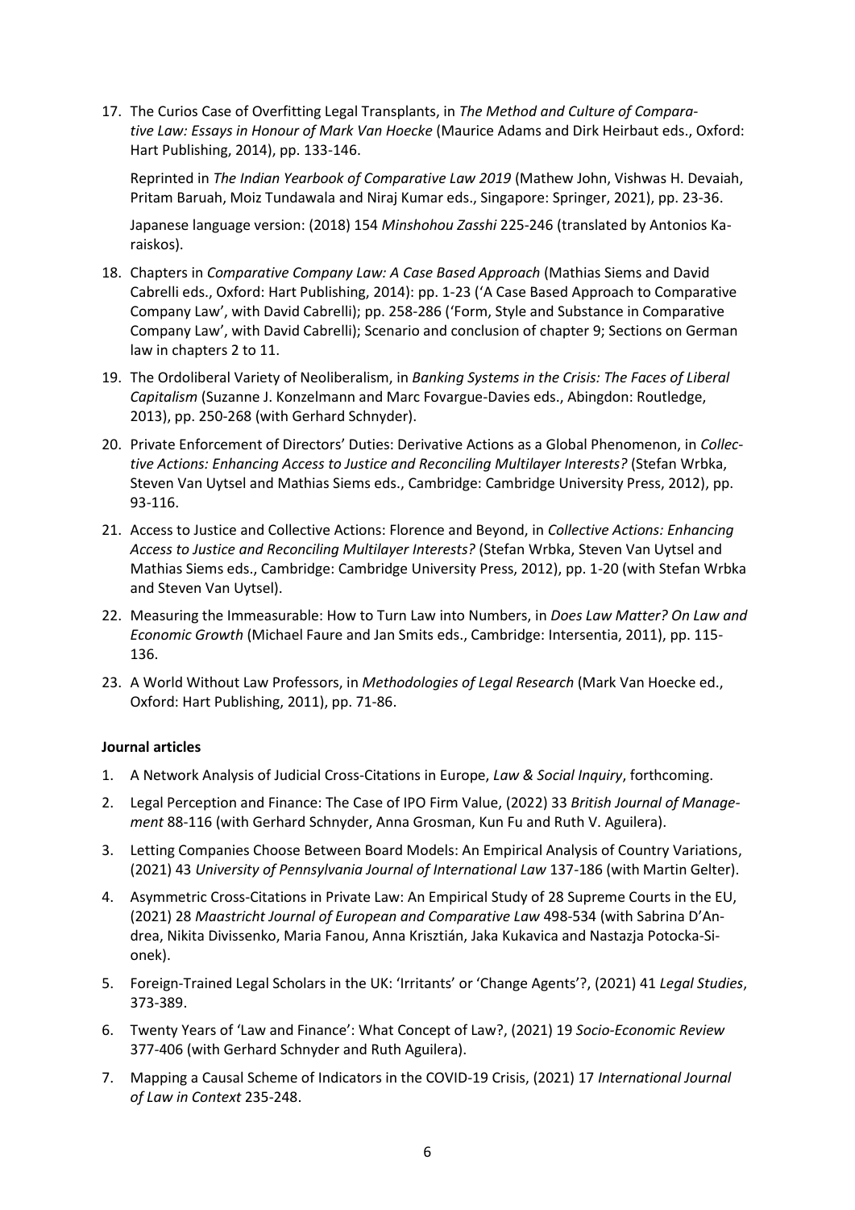17. The Curios Case of Overfitting Legal Transplants, in *The Method and Culture of Comparative Law: Essays in Honour of Mark Van Hoecke* (Maurice Adams and Dirk Heirbaut eds., Oxford: Hart Publishing, 2014), pp. 133-146.

    Reprinted in *The Indian Yearbook of Comparative Law 2019* (Mathew John, Vishwas H. Devaiah, Pritam Baruah, Moiz Tundawala and Niraj Kumar eds., Singapore: Springer, 2021), pp. 23-36.

    Japanese language version: (2018) 154 *Minshohou Zasshi* 225-246 (translated by Antonios Karaiskos).

18. Chapters in *Comparative Company Law: A Case Based Approach* (Mathias Siems and David Cabrelli eds., Oxford: Hart Publishing, 2014): pp. 1-23 ('A Case Based Approach to Comparative Company Law', with David Cabrelli); pp. 258-286 ('Form, Style and Substance in Comparative Company Law', with David Cabrelli); Scenario and conclusion of chapter 9; Sections on German law in chapters 2 to 11.

19. The Ordoliberal Variety of Neoliberalism, in *Banking Systems in the Crisis: The Faces of Liberal Capitalism* (Suzanne J. Konzelmann and Marc Fovargue-Davies eds., Abingdon: Routledge, 2013), pp. 250-268 (with Gerhard Schnyder).

20. Private Enforcement of Directors' Duties: Derivative Actions as a Global Phenomenon, in *Collective Actions: Enhancing Access to Justice and Reconciling Multilayer Interests?* (Stefan Wrbka, Steven Van Uytsel and Mathias Siems eds., Cambridge: Cambridge University Press, 2012), pp. 93-116.

21. Access to Justice and Collective Actions: Florence and Beyond, in *Collective Actions: Enhancing Access to Justice and Reconciling Multilayer Interests?* (Stefan Wrbka, Steven Van Uytsel and Mathias Siems eds., Cambridge: Cambridge University Press, 2012), pp. 1-20 (with Stefan Wrbka and Steven Van Uytsel).

22. Measuring the Immeasurable: How to Turn Law into Numbers, in *Does Law Matter? On Law and Economic Growth* (Michael Faure and Jan Smits eds., Cambridge: Intersentia, 2011), pp. 115-136.

23. A World Without Law Professors, in *Methodologies of Legal Research* (Mark Van Hoecke ed., Oxford: Hart Publishing, 2011), pp. 71-86.

**Journal articles**

1. A Network Analysis of Judicial Cross-Citations in Europe, *Law & Social Inquiry*, forthcoming.

2. Legal Perception and Finance: The Case of IPO Firm Value, (2022) 33 *British Journal of Management* 88-116 (with Gerhard Schnyder, Anna Grosman, Kun Fu and Ruth V. Aguilera).

3. Letting Companies Choose Between Board Models: An Empirical Analysis of Country Variations, (2021) 43 *University of Pennsylvania Journal of International Law* 137-186 (with Martin Gelter).

4. Asymmetric Cross-Citations in Private Law: An Empirical Study of 28 Supreme Courts in the EU, (2021) 28 *Maastricht Journal of European and Comparative Law* 498-534 (with Sabrina D'Andrea, Nikita Divissenko, Maria Fanou, Anna Krisztián, Jaka Kukavica and Nastazja Potocka-Sionek).

5. Foreign-Trained Legal Scholars in the UK: 'Irritants' or 'Change Agents'?, (2021) 41 *Legal Studies*, 373-389.

6. Twenty Years of 'Law and Finance': What Concept of Law?, (2021) 19 *Socio-Economic Review* 377-406 (with Gerhard Schnyder and Ruth Aguilera).

7. Mapping a Causal Scheme of Indicators in the COVID-19 Crisis, (2021) 17 *International Journal of Law in Context* 235-248.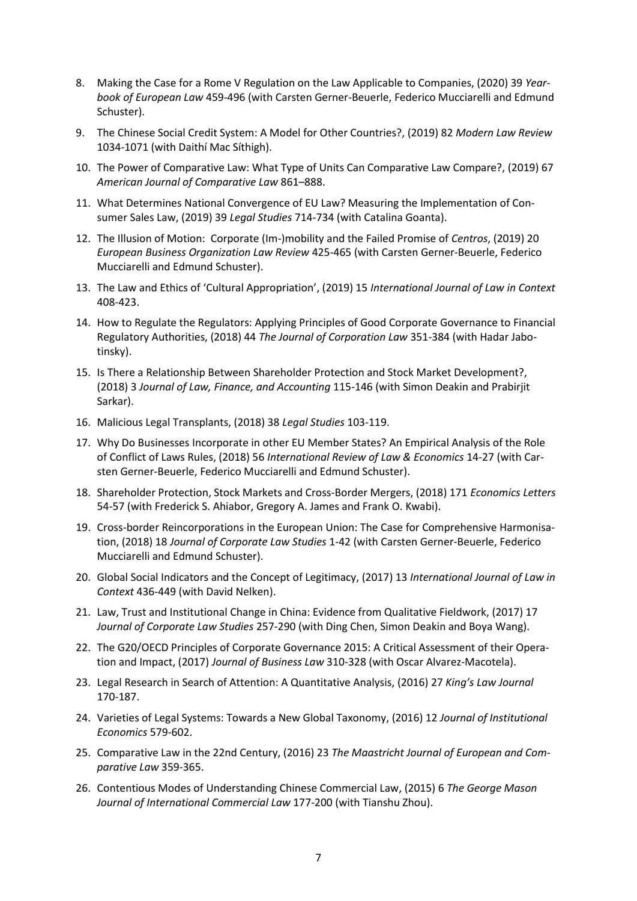8. Making the Case for a Rome V Regulation on the Law Applicable to Companies, (2020) 39 *Yearbook of European Law* 459-496 (with Carsten Gerner-Beuerle, Federico Mucciarelli and Edmund Schuster).
9. The Chinese Social Credit System: A Model for Other Countries?, (2019) 82 *Modern Law Review* 1034-1071 (with Daithí Mac Síthigh).
10. The Power of Comparative Law: What Type of Units Can Comparative Law Compare?, (2019) 67 *American Journal of Comparative Law* 861–888.
11. What Determines National Convergence of EU Law? Measuring the Implementation of Consumer Sales Law, (2019) 39 *Legal Studies* 714-734 (with Catalina Goanta).
12. The Illusion of Motion: Corporate (Im-)mobility and the Failed Promise of *Centros*, (2019) 20 *European Business Organization Law Review* 425-465 (with Carsten Gerner-Beuerle, Federico Mucciarelli and Edmund Schuster).
13. The Law and Ethics of 'Cultural Appropriation', (2019) 15 *International Journal of Law in Context* 408-423.
14. How to Regulate the Regulators: Applying Principles of Good Corporate Governance to Financial Regulatory Authorities, (2018) 44 *The Journal of Corporation Law* 351-384 (with Hadar Jabotinsky).
15. Is There a Relationship Between Shareholder Protection and Stock Market Development?, (2018) 3 *Journal of Law, Finance, and Accounting* 115-146 (with Simon Deakin and Prabirjit Sarkar).
16. Malicious Legal Transplants, (2018) 38 *Legal Studies* 103-119.
17. Why Do Businesses Incorporate in other EU Member States? An Empirical Analysis of the Role of Conflict of Laws Rules, (2018) 56 *International Review of Law & Economics* 14-27 (with Carsten Gerner-Beuerle, Federico Mucciarelli and Edmund Schuster).
18. Shareholder Protection, Stock Markets and Cross-Border Mergers, (2018) 171 *Economics Letters* 54-57 (with Frederick S. Ahiabor, Gregory A. James and Frank O. Kwabi).
19. Cross-border Reincorporations in the European Union: The Case for Comprehensive Harmonisation, (2018) 18 *Journal of Corporate Law Studies* 1-42 (with Carsten Gerner-Beuerle, Federico Mucciarelli and Edmund Schuster).
20. Global Social Indicators and the Concept of Legitimacy, (2017) 13 *International Journal of Law in Context* 436-449 (with David Nelken).
21. Law, Trust and Institutional Change in China: Evidence from Qualitative Fieldwork, (2017) 17 *Journal of Corporate Law Studies* 257-290 (with Ding Chen, Simon Deakin and Boya Wang).
22. The G20/OECD Principles of Corporate Governance 2015: A Critical Assessment of their Operation and Impact, (2017) *Journal of Business Law* 310-328 (with Oscar Alvarez-Macotela).
23. Legal Research in Search of Attention: A Quantitative Analysis, (2016) 27 *King's Law Journal* 170-187.
24. Varieties of Legal Systems: Towards a New Global Taxonomy, (2016) 12 *Journal of Institutional Economics* 579-602.
25. Comparative Law in the 22nd Century, (2016) 23 *The Maastricht Journal of European and Comparative Law* 359-365.
26. Contentious Modes of Understanding Chinese Commercial Law, (2015) 6 *The George Mason Journal of International Commercial Law* 177-200 (with Tianshu Zhou).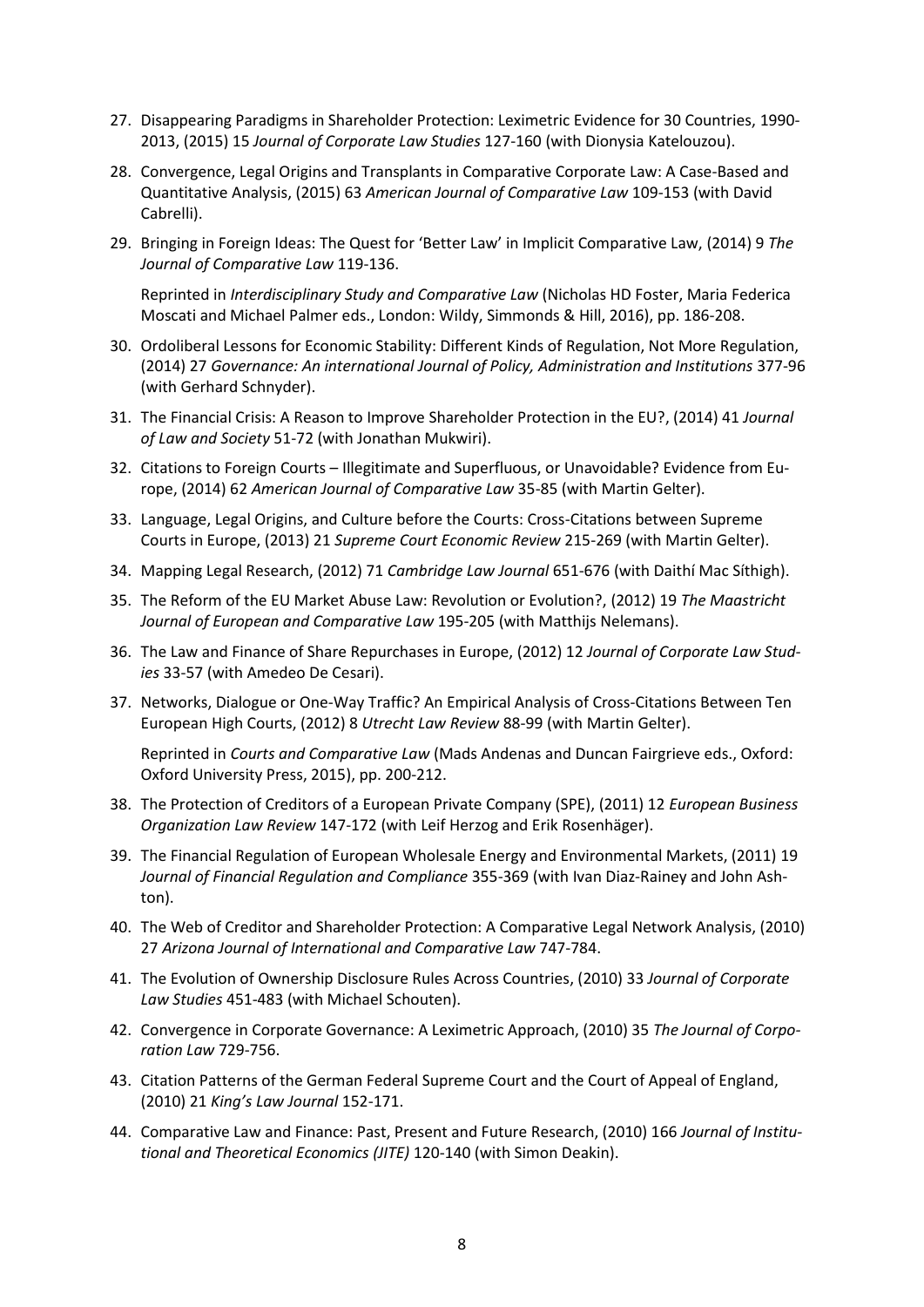27. Disappearing Paradigms in Shareholder Protection: Leximetric Evidence for 30 Countries, 1990-2013, (2015) 15 *Journal of Corporate Law Studies* 127-160 (with Dionysia Katelouzou).

28. Convergence, Legal Origins and Transplants in Comparative Corporate Law: A Case-Based and Quantitative Analysis, (2015) 63 *American Journal of Comparative Law* 109-153 (with David Cabrelli).

29. Bringing in Foreign Ideas: The Quest for 'Better Law' in Implicit Comparative Law, (2014) 9 *The Journal of Comparative Law* 119-136.

    Reprinted in *Interdisciplinary Study and Comparative Law* (Nicholas HD Foster, Maria Federica Moscati and Michael Palmer eds., London: Wildy, Simmonds & Hill, 2016), pp. 186-208.

30. Ordoliberal Lessons for Economic Stability: Different Kinds of Regulation, Not More Regulation, (2014) 27 *Governance: An international Journal of Policy, Administration and Institutions* 377-96 (with Gerhard Schnyder).

31. The Financial Crisis: A Reason to Improve Shareholder Protection in the EU?, (2014) 41 *Journal of Law and Society* 51-72 (with Jonathan Mukwiri).

32. Citations to Foreign Courts – Illegitimate and Superfluous, or Unavoidable? Evidence from Europe, (2014) 62 *American Journal of Comparative Law* 35-85 (with Martin Gelter).

33. Language, Legal Origins, and Culture before the Courts: Cross-Citations between Supreme Courts in Europe, (2013) 21 *Supreme Court Economic Review* 215-269 (with Martin Gelter).

34. Mapping Legal Research, (2012) 71 *Cambridge Law Journal* 651-676 (with Daithí Mac Síthigh).

35. The Reform of the EU Market Abuse Law: Revolution or Evolution?, (2012) 19 *The Maastricht Journal of European and Comparative Law* 195-205 (with Matthijs Nelemans).

36. The Law and Finance of Share Repurchases in Europe, (2012) 12 *Journal of Corporate Law Studies* 33-57 (with Amedeo De Cesari).

37. Networks, Dialogue or One-Way Traffic? An Empirical Analysis of Cross-Citations Between Ten European High Courts, (2012) 8 *Utrecht Law Review* 88-99 (with Martin Gelter).

    Reprinted in *Courts and Comparative Law* (Mads Andenas and Duncan Fairgrieve eds., Oxford: Oxford University Press, 2015), pp. 200-212.

38. The Protection of Creditors of a European Private Company (SPE), (2011) 12 *European Business Organization Law Review* 147-172 (with Leif Herzog and Erik Rosenhäger).

39. The Financial Regulation of European Wholesale Energy and Environmental Markets, (2011) 19 *Journal of Financial Regulation and Compliance* 355-369 (with Ivan Diaz-Rainey and John Ashton).

40. The Web of Creditor and Shareholder Protection: A Comparative Legal Network Analysis, (2010) 27 *Arizona Journal of International and Comparative Law* 747-784.

41. The Evolution of Ownership Disclosure Rules Across Countries, (2010) 33 *Journal of Corporate Law Studies* 451-483 (with Michael Schouten).

42. Convergence in Corporate Governance: A Leximetric Approach, (2010) 35 *The Journal of Corporation Law* 729-756.

43. Citation Patterns of the German Federal Supreme Court and the Court of Appeal of England, (2010) 21 *King's Law Journal* 152-171.

44. Comparative Law and Finance: Past, Present and Future Research, (2010) 166 *Journal of Institutional and Theoretical Economics (JITE)* 120-140 (with Simon Deakin).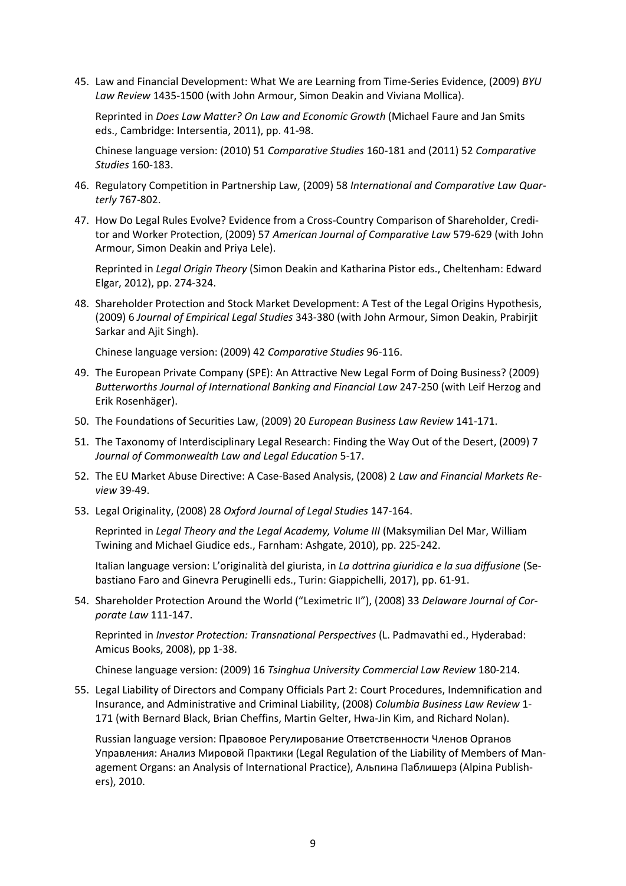45. Law and Financial Development: What We are Learning from Time-Series Evidence, (2009) *BYU Law Review* 1435-1500 (with John Armour, Simon Deakin and Viviana Mollica).

    Reprinted in *Does Law Matter? On Law and Economic Growth* (Michael Faure and Jan Smits eds., Cambridge: Intersentia, 2011), pp. 41-98.

    Chinese language version: (2010) 51 *Comparative Studies* 160-181 and (2011) 52 *Comparative Studies* 160-183.

46. Regulatory Competition in Partnership Law, (2009) 58 *International and Comparative Law Quarterly* 767-802.

47. How Do Legal Rules Evolve? Evidence from a Cross-Country Comparison of Shareholder, Creditor and Worker Protection, (2009) 57 *American Journal of Comparative Law* 579-629 (with John Armour, Simon Deakin and Priya Lele).

    Reprinted in *Legal Origin Theory* (Simon Deakin and Katharina Pistor eds., Cheltenham: Edward Elgar, 2012), pp. 274-324.

48. Shareholder Protection and Stock Market Development: A Test of the Legal Origins Hypothesis, (2009) 6 *Journal of Empirical Legal Studies* 343-380 (with John Armour, Simon Deakin, Prabirjit Sarkar and Ajit Singh).

    Chinese language version: (2009) 42 *Comparative Studies* 96-116.

49. The European Private Company (SPE): An Attractive New Legal Form of Doing Business? (2009) *Butterworths Journal of International Banking and Financial Law* 247-250 (with Leif Herzog and Erik Rosenhäger).

50. The Foundations of Securities Law, (2009) 20 *European Business Law Review* 141-171.

51. The Taxonomy of Interdisciplinary Legal Research: Finding the Way Out of the Desert, (2009) 7 *Journal of Commonwealth Law and Legal Education* 5-17.

52. The EU Market Abuse Directive: A Case-Based Analysis, (2008) 2 *Law and Financial Markets Review* 39-49.

53. Legal Originality, (2008) 28 *Oxford Journal of Legal Studies* 147-164.

    Reprinted in *Legal Theory and the Legal Academy, Volume III* (Maksymilian Del Mar, William Twining and Michael Giudice eds., Farnham: Ashgate, 2010), pp. 225-242.

    Italian language version: L'originalità del giurista, in *La dottrina giuridica e la sua diffusione* (Sebastiano Faro and Ginevra Peruginelli eds., Turin: Giappichelli, 2017), pp. 61-91.

54. Shareholder Protection Around the World ("Leximetric II"), (2008) 33 *Delaware Journal of Corporate Law* 111-147.

    Reprinted in *Investor Protection: Transnational Perspectives* (L. Padmavathi ed., Hyderabad: Amicus Books, 2008), pp 1-38.

    Chinese language version: (2009) 16 *Tsinghua University Commercial Law Review* 180-214.

55. Legal Liability of Directors and Company Officials Part 2: Court Procedures, Indemnification and Insurance, and Administrative and Criminal Liability, (2008) *Columbia Business Law Review* 1-171 (with Bernard Black, Brian Cheffins, Martin Gelter, Hwa-Jin Kim, and Richard Nolan).

    Russian language version: Правовое Регулирование Ответственности Членов Органов Управления: Анализ Мировой Практики (Legal Regulation of the Liability of Members of Management Organs: an Analysis of International Practice), Альпина Паблишерз (Alpina Publishers), 2010.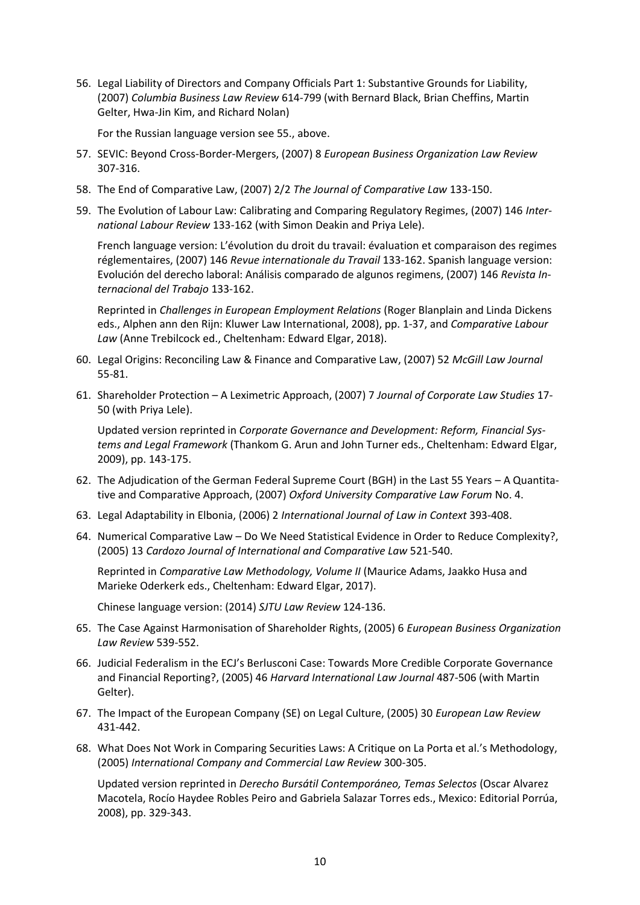56. Legal Liability of Directors and Company Officials Part 1: Substantive Grounds for Liability, (2007) *Columbia Business Law Review* 614-799 (with Bernard Black, Brian Cheffins, Martin Gelter, Hwa-Jin Kim, and Richard Nolan)

    For the Russian language version see 55., above.

57. SEVIC: Beyond Cross-Border-Mergers, (2007) 8 *European Business Organization Law Review* 307-316.

58. The End of Comparative Law, (2007) 2/2 *The Journal of Comparative Law* 133-150.

59. The Evolution of Labour Law: Calibrating and Comparing Regulatory Regimes, (2007) 146 *International Labour Review* 133-162 (with Simon Deakin and Priya Lele).

    French language version: L'évolution du droit du travail: évaluation et comparaison des regimes réglementaires, (2007) 146 *Revue internationale du Travail* 133-162. Spanish language version: Evolución del derecho laboral: Análisis comparado de algunos regimens, (2007) 146 *Revista Internacional del Trabajo* 133-162.

    Reprinted in *Challenges in European Employment Relations* (Roger Blanplain and Linda Dickens eds., Alphen ann den Rijn: Kluwer Law International, 2008), pp. 1-37, and *Comparative Labour Law* (Anne Trebilcock ed., Cheltenham: Edward Elgar, 2018).

60. Legal Origins: Reconciling Law & Finance and Comparative Law, (2007) 52 *McGill Law Journal* 55-81.

61. Shareholder Protection – A Leximetric Approach, (2007) 7 *Journal of Corporate Law Studies* 17-50 (with Priya Lele).

    Updated version reprinted in *Corporate Governance and Development: Reform, Financial Systems and Legal Framework* (Thankom G. Arun and John Turner eds., Cheltenham: Edward Elgar, 2009), pp. 143-175.

62. The Adjudication of the German Federal Supreme Court (BGH) in the Last 55 Years – A Quantitative and Comparative Approach, (2007) *Oxford University Comparative Law Forum* No. 4.

63. Legal Adaptability in Elbonia, (2006) 2 *International Journal of Law in Context* 393-408.

64. Numerical Comparative Law – Do We Need Statistical Evidence in Order to Reduce Complexity?, (2005) 13 *Cardozo Journal of International and Comparative Law* 521-540.

    Reprinted in *Comparative Law Methodology, Volume II* (Maurice Adams, Jaakko Husa and Marieke Oderkerk eds., Cheltenham: Edward Elgar, 2017).

    Chinese language version: (2014) *SJTU Law Review* 124-136.

65. The Case Against Harmonisation of Shareholder Rights, (2005) 6 *European Business Organization Law Review* 539-552.

66. Judicial Federalism in the ECJ's Berlusconi Case: Towards More Credible Corporate Governance and Financial Reporting?, (2005) 46 *Harvard International Law Journal* 487-506 (with Martin Gelter).

67. The Impact of the European Company (SE) on Legal Culture, (2005) 30 *European Law Review* 431-442.

68. What Does Not Work in Comparing Securities Laws: A Critique on La Porta et al.'s Methodology, (2005) *International Company and Commercial Law Review* 300-305.

    Updated version reprinted in *Derecho Bursátil Contemporáneo, Temas Selectos* (Oscar Alvarez Macotela, Rocío Haydee Robles Peiro and Gabriela Salazar Torres eds., Mexico: Editorial Porrúa, 2008), pp. 329-343.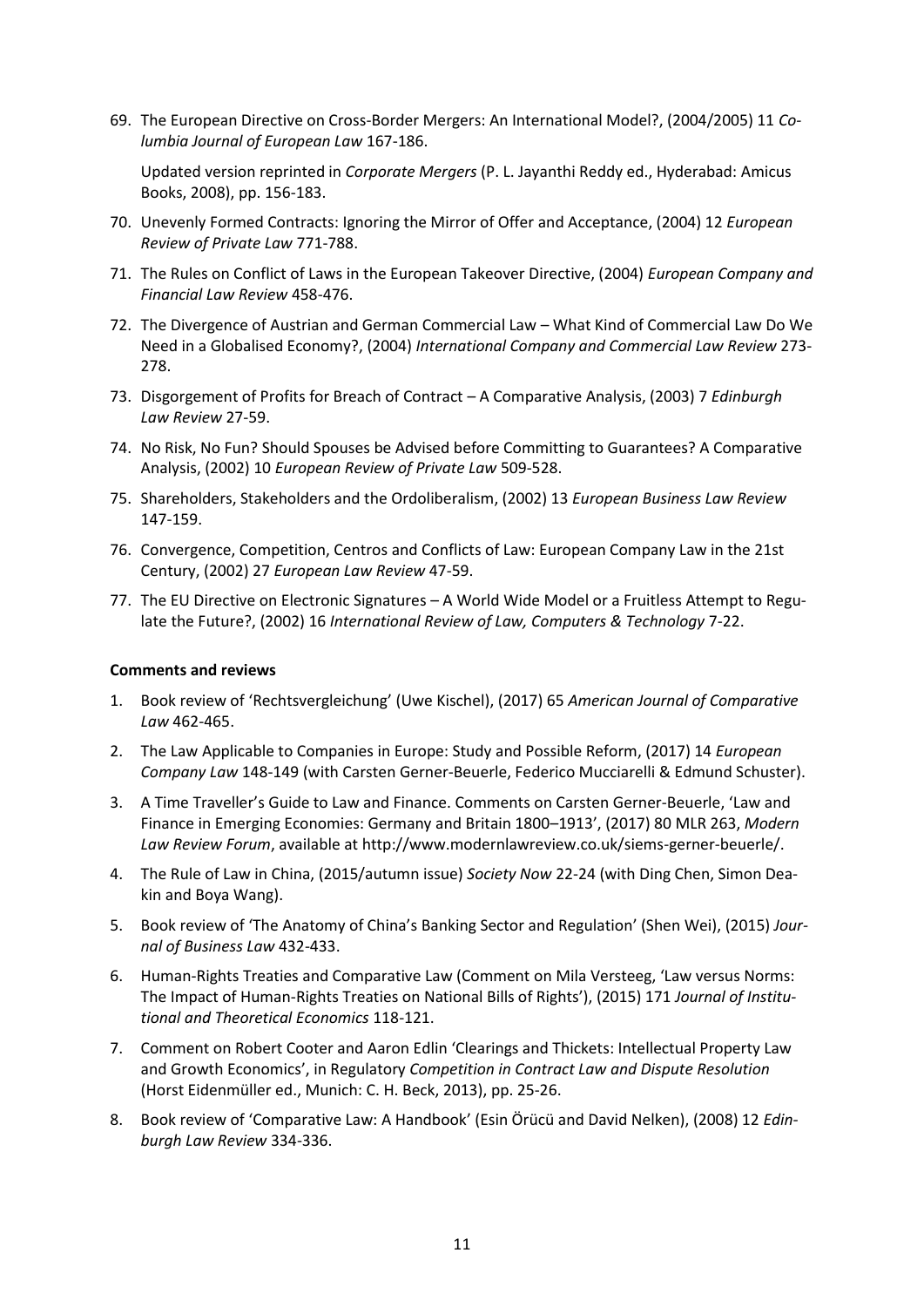69. The European Directive on Cross-Border Mergers: An International Model?, (2004/2005) 11 *Columbia Journal of European Law* 167-186.

    Updated version reprinted in *Corporate Mergers* (P. L. Jayanthi Reddy ed., Hyderabad: Amicus Books, 2008), pp. 156-183.

70. Unevenly Formed Contracts: Ignoring the Mirror of Offer and Acceptance, (2004) 12 *European Review of Private Law* 771-788.
71. The Rules on Conflict of Laws in the European Takeover Directive, (2004) *European Company and Financial Law Review* 458-476.
72. The Divergence of Austrian and German Commercial Law – What Kind of Commercial Law Do We Need in a Globalised Economy?, (2004) *International Company and Commercial Law Review* 273-278.
73. Disgorgement of Profits for Breach of Contract – A Comparative Analysis, (2003) 7 *Edinburgh Law Review* 27-59.
74. No Risk, No Fun? Should Spouses be Advised before Committing to Guarantees? A Comparative Analysis, (2002) 10 *European Review of Private Law* 509-528.
75. Shareholders, Stakeholders and the Ordoliberalism, (2002) 13 *European Business Law Review* 147-159.
76. Convergence, Competition, Centros and Conflicts of Law: European Company Law in the 21st Century, (2002) 27 *European Law Review* 47-59.
77. The EU Directive on Electronic Signatures – A World Wide Model or a Fruitless Attempt to Regulate the Future?, (2002) 16 *International Review of Law, Computers & Technology* 7-22.

**Comments and reviews**

1. Book review of 'Rechtsvergleichung' (Uwe Kischel), (2017) 65 *American Journal of Comparative Law* 462-465.
2. The Law Applicable to Companies in Europe: Study and Possible Reform, (2017) 14 *European Company Law* 148-149 (with Carsten Gerner-Beuerle, Federico Mucciarelli & Edmund Schuster).
3. A Time Traveller's Guide to Law and Finance. Comments on Carsten Gerner-Beuerle, 'Law and Finance in Emerging Economies: Germany and Britain 1800–1913', (2017) 80 MLR 263, *Modern Law Review Forum*, available at http://www.modernlawreview.co.uk/siems-gerner-beuerle/.
4. The Rule of Law in China, (2015/autumn issue) *Society Now* 22-24 (with Ding Chen, Simon Deakin and Boya Wang).
5. Book review of 'The Anatomy of China's Banking Sector and Regulation' (Shen Wei), (2015) *Journal of Business Law* 432-433.
6. Human-Rights Treaties and Comparative Law (Comment on Mila Versteeg, 'Law versus Norms: The Impact of Human-Rights Treaties on National Bills of Rights'), (2015) 171 *Journal of Institutional and Theoretical Economics* 118-121.
7. Comment on Robert Cooter and Aaron Edlin 'Clearings and Thickets: Intellectual Property Law and Growth Economics', in Regulatory *Competition in Contract Law and Dispute Resolution* (Horst Eidenmüller ed., Munich: C. H. Beck, 2013), pp. 25-26.
8. Book review of 'Comparative Law: A Handbook' (Esin Örücü and David Nelken), (2008) 12 *Edinburgh Law Review* 334-336.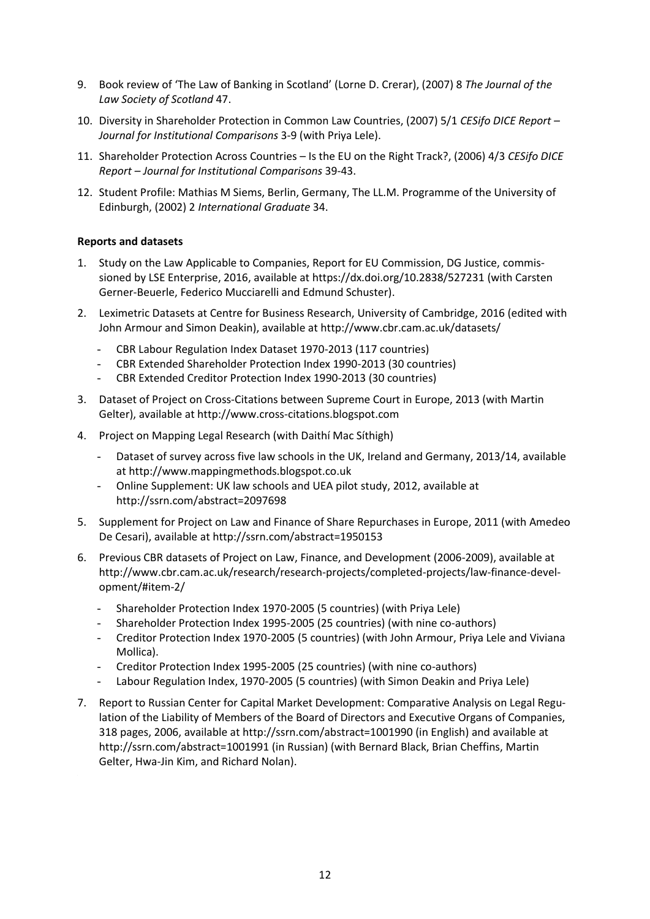9. Book review of 'The Law of Banking in Scotland' (Lorne D. Crerar), (2007) 8 *The Journal of the Law Society of Scotland* 47.
10. Diversity in Shareholder Protection in Common Law Countries, (2007) 5/1 *CESifo DICE Report – Journal for Institutional Comparisons* 3-9 (with Priya Lele).
11. Shareholder Protection Across Countries – Is the EU on the Right Track?, (2006) 4/3 *CESifo DICE Report – Journal for Institutional Comparisons* 39-43.
12. Student Profile: Mathias M Siems, Berlin, Germany, The LL.M. Programme of the University of Edinburgh, (2002) 2 *International Graduate* 34.

**Reports and datasets**

1. Study on the Law Applicable to Companies, Report for EU Commission, DG Justice, commissioned by LSE Enterprise, 2016, available at https://dx.doi.org/10.2838/527231 (with Carsten Gerner-Beuerle, Federico Mucciarelli and Edmund Schuster).
2. Leximetric Datasets at Centre for Business Research, University of Cambridge, 2016 (edited with John Armour and Simon Deakin), available at http://www.cbr.cam.ac.uk/datasets/
   - CBR Labour Regulation Index Dataset 1970-2013 (117 countries)
   - CBR Extended Shareholder Protection Index 1990-2013 (30 countries)
   - CBR Extended Creditor Protection Index 1990-2013 (30 countries)
3. Dataset of Project on Cross-Citations between Supreme Court in Europe, 2013 (with Martin Gelter), available at http://www.cross-citations.blogspot.com
4. Project on Mapping Legal Research (with Daithí Mac Síthigh)
   - Dataset of survey across five law schools in the UK, Ireland and Germany, 2013/14, available at http://www.mappingmethods.blogspot.co.uk
   - Online Supplement: UK law schools and UEA pilot study, 2012, available at http://ssrn.com/abstract=2097698
5. Supplement for Project on Law and Finance of Share Repurchases in Europe, 2011 (with Amedeo De Cesari), available at http://ssrn.com/abstract=1950153
6. Previous CBR datasets of Project on Law, Finance, and Development (2006-2009), available at http://www.cbr.cam.ac.uk/research/research-projects/completed-projects/law-finance-development/#item-2/
   - Shareholder Protection Index 1970-2005 (5 countries) (with Priya Lele)
   - Shareholder Protection Index 1995-2005 (25 countries) (with nine co-authors)
   - Creditor Protection Index 1970-2005 (5 countries) (with John Armour, Priya Lele and Viviana Mollica).
   - Creditor Protection Index 1995-2005 (25 countries) (with nine co-authors)
   - Labour Regulation Index, 1970-2005 (5 countries) (with Simon Deakin and Priya Lele)
7. Report to Russian Center for Capital Market Development: Comparative Analysis on Legal Regulation of the Liability of Members of the Board of Directors and Executive Organs of Companies, 318 pages, 2006, available at http://ssrn.com/abstract=1001990 (in English) and available at http://ssrn.com/abstract=1001991 (in Russian) (with Bernard Black, Brian Cheffins, Martin Gelter, Hwa-Jin Kim, and Richard Nolan).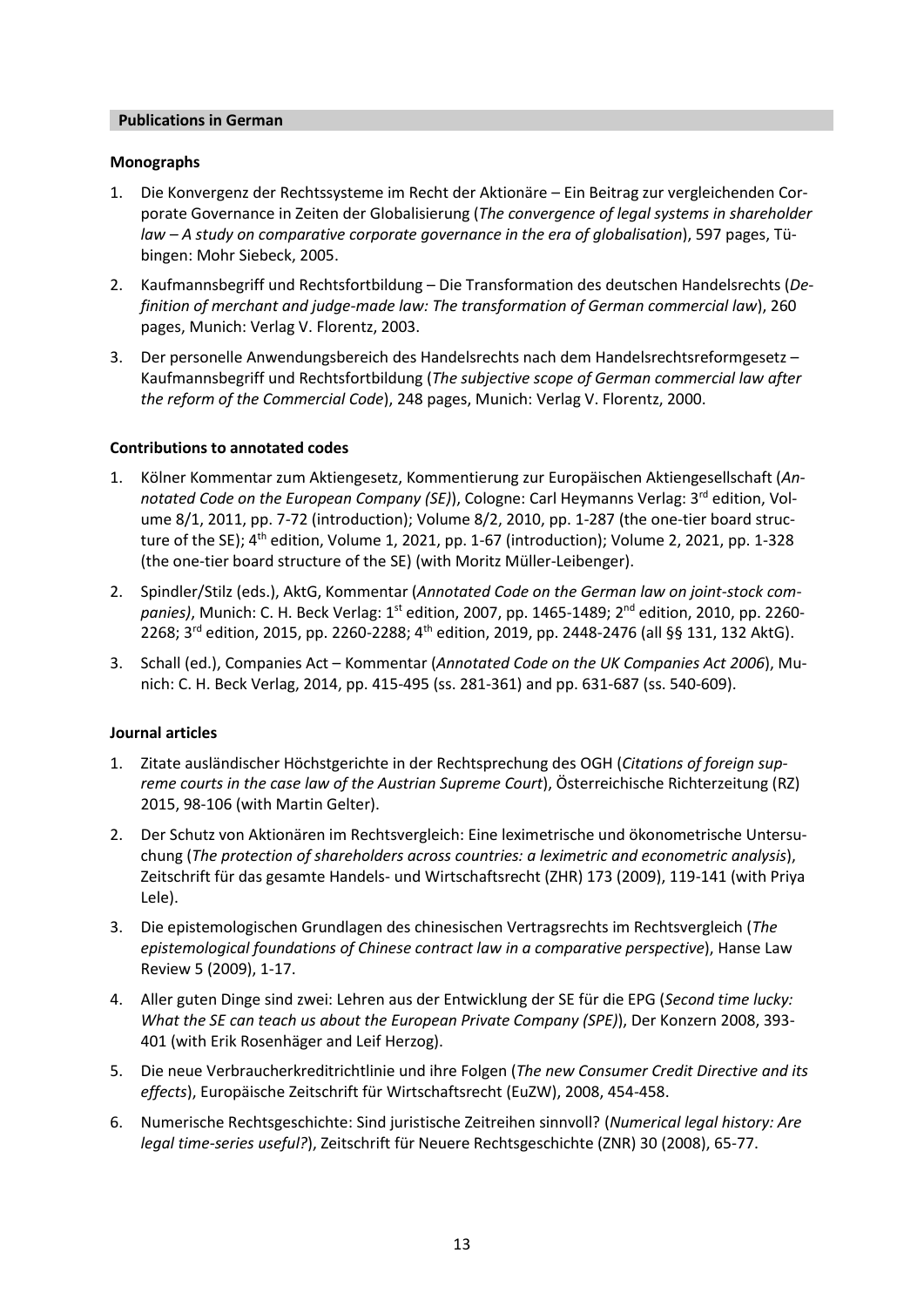## Publications in German

### Monographs

1. Die Konvergenz der Rechtssysteme im Recht der Aktionäre – Ein Beitrag zur vergleichenden Corporate Governance in Zeiten der Globalisierung (*The convergence of legal systems in shareholder law – A study on comparative corporate governance in the era of globalisation*), 597 pages, Tübingen: Mohr Siebeck, 2005.
2. Kaufmannsbegriff und Rechtsfortbildung – Die Transformation des deutschen Handelsrechts (*Definition of merchant and judge-made law: The transformation of German commercial law*), 260 pages, Munich: Verlag V. Florentz, 2003.
3. Der personelle Anwendungsbereich des Handelsrechts nach dem Handelsrechtsreformgesetz – Kaufmannsbegriff und Rechtsfortbildung (*The subjective scope of German commercial law after the reform of the Commercial Code*), 248 pages, Munich: Verlag V. Florentz, 2000.

### Contributions to annotated codes

1. Kölner Kommentar zum Aktiengesetz, Kommentierung zur Europäischen Aktiengesellschaft (*Annotated Code on the European Company (SE)*), Cologne: Carl Heymanns Verlag: 3rd edition, Volume 8/1, 2011, pp. 7-72 (introduction); Volume 8/2, 2010, pp. 1-287 (the one-tier board structure of the SE); 4th edition, Volume 1, 2021, pp. 1-67 (introduction); Volume 2, 2021, pp. 1-328 (the one-tier board structure of the SE) (with Moritz Müller-Leibenger).
2. Spindler/Stilz (eds.), AktG, Kommentar (*Annotated Code on the German law on joint-stock companies)*, Munich: C. H. Beck Verlag: 1st edition, 2007, pp. 1465-1489; 2nd edition, 2010, pp. 2260-2268; 3rd edition, 2015, pp. 2260-2288; 4th edition, 2019, pp. 2448-2476 (all §§ 131, 132 AktG).
3. Schall (ed.), Companies Act – Kommentar (*Annotated Code on the UK Companies Act 2006*), Munich: C. H. Beck Verlag, 2014, pp. 415-495 (ss. 281-361) and pp. 631-687 (ss. 540-609).

### Journal articles

1. Zitate ausländischer Höchstgerichte in der Rechtsprechung des OGH (*Citations of foreign supreme courts in the case law of the Austrian Supreme Court*), Österreichische Richterzeitung (RZ) 2015, 98-106 (with Martin Gelter).
2. Der Schutz von Aktionären im Rechtsvergleich: Eine leximetrische und ökonometrische Untersuchung (*The protection of shareholders across countries: a leximetric and econometric analysis*), Zeitschrift für das gesamte Handels- und Wirtschaftsrecht (ZHR) 173 (2009), 119-141 (with Priya Lele).
3. Die epistemologischen Grundlagen des chinesischen Vertragsrechts im Rechtsvergleich (*The epistemological foundations of Chinese contract law in a comparative perspective*), Hanse Law Review 5 (2009), 1-17.
4. Aller guten Dinge sind zwei: Lehren aus der Entwicklung der SE für die EPG (*Second time lucky: What the SE can teach us about the European Private Company (SPE)*), Der Konzern 2008, 393-401 (with Erik Rosenhäger and Leif Herzog).
5. Die neue Verbraucherkreditrichtlinie und ihre Folgen (*The new Consumer Credit Directive and its effects*), Europäische Zeitschrift für Wirtschaftsrecht (EuZW), 2008, 454-458.
6. Numerische Rechtsgeschichte: Sind juristische Zeitreihen sinnvoll? (*Numerical legal history: Are legal time-series useful?*), Zeitschrift für Neuere Rechtsgeschichte (ZNR) 30 (2008), 65-77.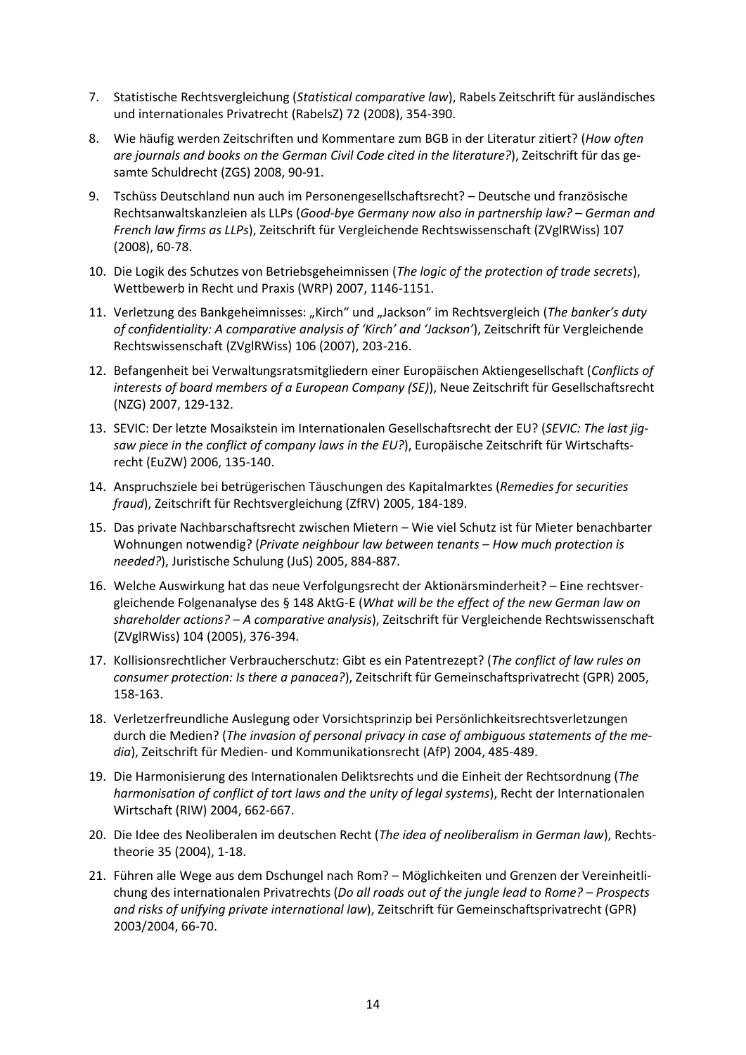7. Statistische Rechtsvergleichung (*Statistical comparative law*), Rabels Zeitschrift für ausländisches und internationales Privatrecht (RabelsZ) 72 (2008), 354-390.

8. Wie häufig werden Zeitschriften und Kommentare zum BGB in der Literatur zitiert? (*How often are journals and books on the German Civil Code cited in the literature?*), Zeitschrift für das gesamte Schuldrecht (ZGS) 2008, 90-91.

9. Tschüss Deutschland nun auch im Personengesellschaftsrecht? – Deutsche und französische Rechtsanwaltskanzleien als LLPs (*Good-bye Germany now also in partnership law? – German and French law firms as LLPs*), Zeitschrift für Vergleichende Rechtswissenschaft (ZVglRWiss) 107 (2008), 60-78.

10. Die Logik des Schutzes von Betriebsgeheimnissen (*The logic of the protection of trade secrets*), Wettbewerb in Recht und Praxis (WRP) 2007, 1146-1151.

11. Verletzung des Bankgeheimnisses: „Kirch" und „Jackson" im Rechtsvergleich (*The banker's duty of confidentiality: A comparative analysis of 'Kirch' and 'Jackson'*), Zeitschrift für Vergleichende Rechtswissenschaft (ZVglRWiss) 106 (2007), 203-216.

12. Befangenheit bei Verwaltungsratsmitgliedern einer Europäischen Aktiengesellschaft (*Conflicts of interests of board members of a European Company (SE)*), Neue Zeitschrift für Gesellschaftsrecht (NZG) 2007, 129-132.

13. SEVIC: Der letzte Mosaikstein im Internationalen Gesellschaftsrecht der EU? (*SEVIC: The last jigsaw piece in the conflict of company laws in the EU?*), Europäische Zeitschrift für Wirtschaftsrecht (EuZW) 2006, 135-140.

14. Anspruchsziele bei betrügerischen Täuschungen des Kapitalmarktes (*Remedies for securities fraud*), Zeitschrift für Rechtsvergleichung (ZfRV) 2005, 184-189.

15. Das private Nachbarschaftsrecht zwischen Mietern – Wie viel Schutz ist für Mieter benachbarter Wohnungen notwendig? (*Private neighbour law between tenants – How much protection is needed?*), Juristische Schulung (JuS) 2005, 884-887.

16. Welche Auswirkung hat das neue Verfolgungsrecht der Aktionärsminderheit? – Eine rechtsvergleichende Folgenanalyse des § 148 AktG-E (*What will be the effect of the new German law on shareholder actions? – A comparative analysis*), Zeitschrift für Vergleichende Rechtswissenschaft (ZVglRWiss) 104 (2005), 376-394.

17. Kollisionsrechtlicher Verbraucherschutz: Gibt es ein Patentrezept? (*The conflict of law rules on consumer protection: Is there a panacea?*), Zeitschrift für Gemeinschaftsprivatrecht (GPR) 2005, 158-163.

18. Verletzerfreundliche Auslegung oder Vorsichtsprinzip bei Persönlichkeitsrechtsverletzungen durch die Medien? (*The invasion of personal privacy in case of ambiguous statements of the media*), Zeitschrift für Medien- und Kommunikationsrecht (AfP) 2004, 485-489.

19. Die Harmonisierung des Internationalen Deliktsrechts und die Einheit der Rechtsordnung (*The harmonisation of conflict of tort laws and the unity of legal systems*), Recht der Internationalen Wirtschaft (RIW) 2004, 662-667.

20. Die Idee des Neoliberalen im deutschen Recht (*The idea of neoliberalism in German law*), Rechtstheorie 35 (2004), 1-18.

21. Führen alle Wege aus dem Dschungel nach Rom? – Möglichkeiten und Grenzen der Vereinheitlichung des internationalen Privatrechts (*Do all roads out of the jungle lead to Rome? – Prospects and risks of unifying private international law*), Zeitschrift für Gemeinschaftsprivatrecht (GPR) 2003/2004, 66-70.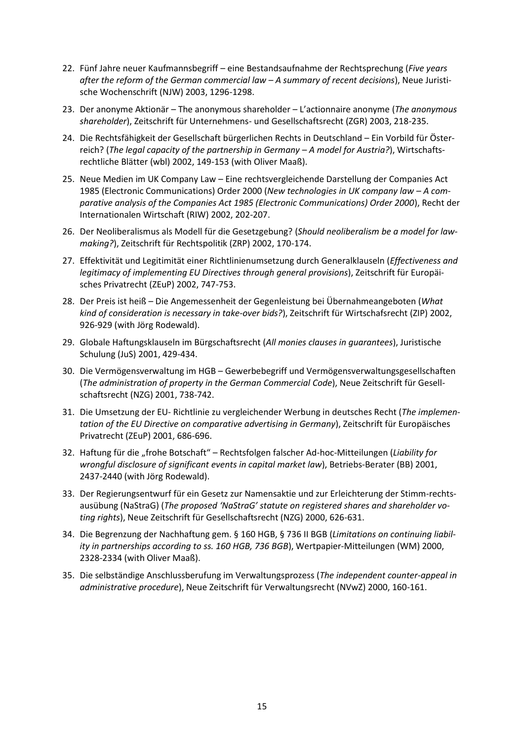22. Fünf Jahre neuer Kaufmannsbegriff – eine Bestandsaufnahme der Rechtsprechung (*Five years after the reform of the German commercial law – A summary of recent decisions*), Neue Juristische Wochenschrift (NJW) 2003, 1296-1298.

23. Der anonyme Aktionär – The anonymous shareholder – L'actionnaire anonyme (*The anonymous shareholder*), Zeitschrift für Unternehmens- und Gesellschaftsrecht (ZGR) 2003, 218-235.

24. Die Rechtsfähigkeit der Gesellschaft bürgerlichen Rechts in Deutschland – Ein Vorbild für Österreich? (*The legal capacity of the partnership in Germany – A model for Austria?*), Wirtschaftsrechtliche Blätter (wbl) 2002, 149-153 (with Oliver Maaß).

25. Neue Medien im UK Company Law – Eine rechtsvergleichende Darstellung der Companies Act 1985 (Electronic Communications) Order 2000 (*New technologies in UK company law – A comparative analysis of the Companies Act 1985 (Electronic Communications) Order 2000*), Recht der Internationalen Wirtschaft (RIW) 2002, 202-207.

26. Der Neoliberalismus als Modell für die Gesetzgebung? (*Should neoliberalism be a model for law-making?*), Zeitschrift für Rechtspolitik (ZRP) 2002, 170-174.

27. Effektivität und Legitimität einer Richtlinienumsetzung durch Generalklauseln (*Effectiveness and legitimacy of implementing EU Directives through general provisions*), Zeitschrift für Europäisches Privatrecht (ZEuP) 2002, 747-753.

28. Der Preis ist heiß – Die Angemessenheit der Gegenleistung bei Übernahmeangeboten (*What kind of consideration is necessary in take-over bids?*), Zeitschrift für Wirtschafsrecht (ZIP) 2002, 926-929 (with Jörg Rodewald).

29. Globale Haftungsklauseln im Bürgschaftsrecht (*All monies clauses in guarantees*), Juristische Schulung (JuS) 2001, 429-434.

30. Die Vermögensverwaltung im HGB – Gewerbebegriff und Vermögensverwaltungsgesellschaften (*The administration of property in the German Commercial Code*), Neue Zeitschrift für Gesellschaftsrecht (NZG) 2001, 738-742.

31. Die Umsetzung der EU- Richtlinie zu vergleichender Werbung in deutsches Recht (*The implementation of the EU Directive on comparative advertising in Germany*), Zeitschrift für Europäisches Privatrecht (ZEuP) 2001, 686-696.

32. Haftung für die „frohe Botschaft" – Rechtsfolgen falscher Ad-hoc-Mitteilungen (*Liability for wrongful disclosure of significant events in capital market law*), Betriebs-Berater (BB) 2001, 2437-2440 (with Jörg Rodewald).

33. Der Regierungsentwurf für ein Gesetz zur Namensaktie und zur Erleichterung der Stimm-rechtsausübung (NaStraG) (*The proposed 'NaStraG' statute on registered shares and shareholder voting rights*), Neue Zeitschrift für Gesellschaftsrecht (NZG) 2000, 626-631.

34. Die Begrenzung der Nachhaftung gem. § 160 HGB, § 736 II BGB (*Limitations on continuing liability in partnerships according to ss. 160 HGB, 736 BGB*), Wertpapier-Mitteilungen (WM) 2000, 2328-2334 (with Oliver Maaß).

35. Die selbständige Anschlussberufung im Verwaltungsprozess (*The independent counter-appeal in administrative procedure*), Neue Zeitschrift für Verwaltungsrecht (NVwZ) 2000, 160-161.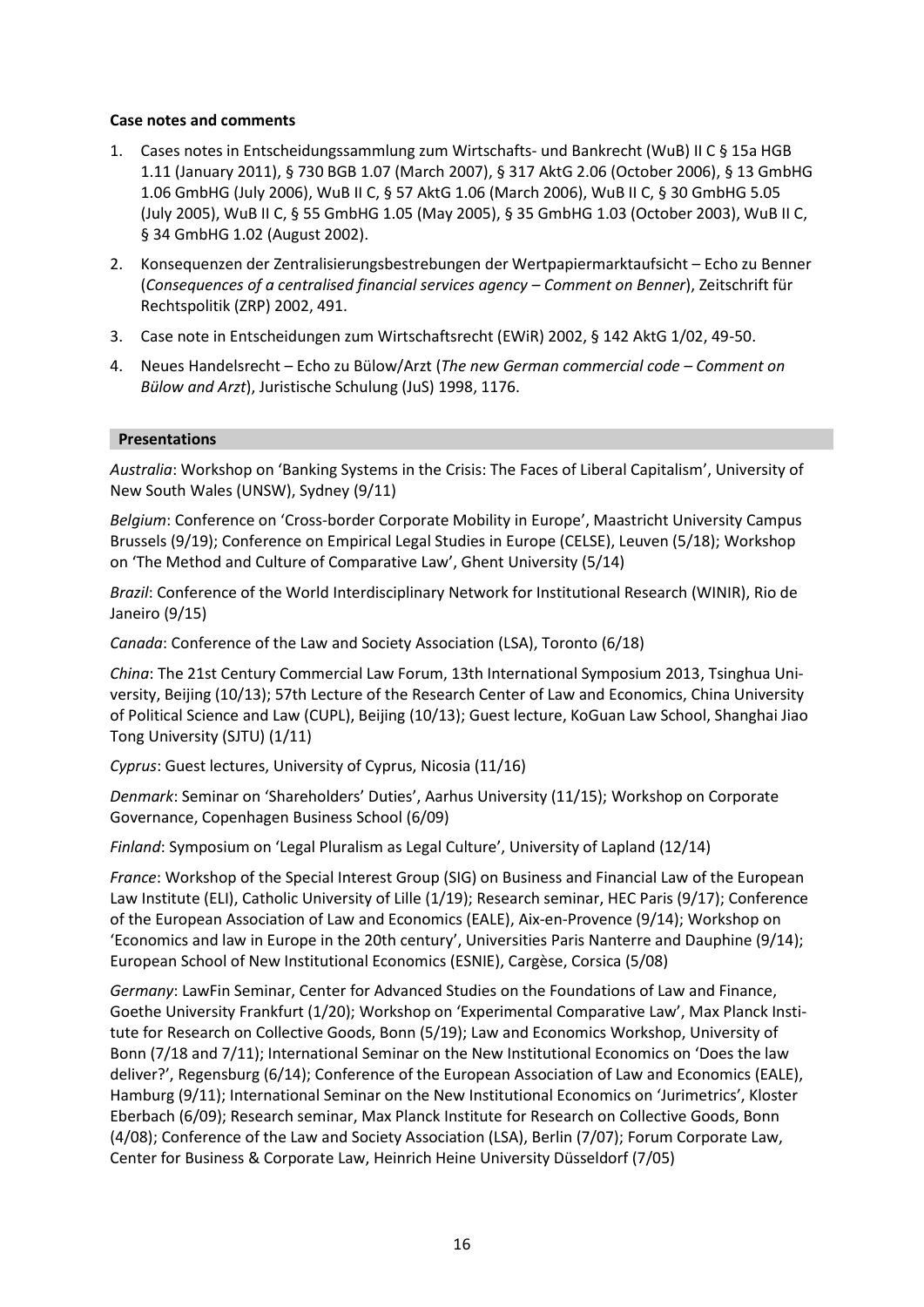**Case notes and comments**

1. Cases notes in Entscheidungssammlung zum Wirtschafts- und Bankrecht (WuB) II C § 15a HGB 1.11 (January 2011), § 730 BGB 1.07 (March 2007), § 317 AktG 2.06 (October 2006), § 13 GmbHG 1.06 GmbHG (July 2006), WuB II C, § 57 AktG 1.06 (March 2006), WuB II C, § 30 GmbHG 5.05 (July 2005), WuB II C, § 55 GmbHG 1.05 (May 2005), § 35 GmbHG 1.03 (October 2003), WuB II C, § 34 GmbHG 1.02 (August 2002).
2. Konsequenzen der Zentralisierungsbestrebungen der Wertpapiermarktaufsicht – Echo zu Benner (*Consequences of a centralised financial services agency – Comment on Benner*), Zeitschrift für Rechtspolitik (ZRP) 2002, 491.
3. Case note in Entscheidungen zum Wirtschaftsrecht (EWiR) 2002, § 142 AktG 1/02, 49-50.
4. Neues Handelsrecht – Echo zu Bülow/Arzt (*The new German commercial code – Comment on Bülow and Arzt*), Juristische Schulung (JuS) 1998, 1176.

## Presentations

*Australia*: Workshop on 'Banking Systems in the Crisis: The Faces of Liberal Capitalism', University of New South Wales (UNSW), Sydney (9/11)

*Belgium*: Conference on 'Cross-border Corporate Mobility in Europe', Maastricht University Campus Brussels (9/19); Conference on Empirical Legal Studies in Europe (CELSE), Leuven (5/18); Workshop on 'The Method and Culture of Comparative Law', Ghent University (5/14)

*Brazil*: Conference of the World Interdisciplinary Network for Institutional Research (WINIR), Rio de Janeiro (9/15)

*Canada*: Conference of the Law and Society Association (LSA), Toronto (6/18)

*China*: The 21st Century Commercial Law Forum, 13th International Symposium 2013, Tsinghua University, Beijing (10/13); 57th Lecture of the Research Center of Law and Economics, China University of Political Science and Law (CUPL), Beijing (10/13); Guest lecture, KoGuan Law School, Shanghai Jiao Tong University (SJTU) (1/11)

*Cyprus*: Guest lectures, University of Cyprus, Nicosia (11/16)

*Denmark*: Seminar on 'Shareholders' Duties', Aarhus University (11/15); Workshop on Corporate Governance, Copenhagen Business School (6/09)

*Finland*: Symposium on 'Legal Pluralism as Legal Culture', University of Lapland (12/14)

*France*: Workshop of the Special Interest Group (SIG) on Business and Financial Law of the European Law Institute (ELI), Catholic University of Lille (1/19); Research seminar, HEC Paris (9/17); Conference of the European Association of Law and Economics (EALE), Aix-en-Provence (9/14); Workshop on 'Economics and law in Europe in the 20th century', Universities Paris Nanterre and Dauphine (9/14); European School of New Institutional Economics (ESNIE), Cargèse, Corsica (5/08)

*Germany*: LawFin Seminar, Center for Advanced Studies on the Foundations of Law and Finance, Goethe University Frankfurt (1/20); Workshop on 'Experimental Comparative Law', Max Planck Institute for Research on Collective Goods, Bonn (5/19); Law and Economics Workshop, University of Bonn (7/18 and 7/11); International Seminar on the New Institutional Economics on 'Does the law deliver?', Regensburg (6/14); Conference of the European Association of Law and Economics (EALE), Hamburg (9/11); International Seminar on the New Institutional Economics on 'Jurimetrics', Kloster Eberbach (6/09); Research seminar, Max Planck Institute for Research on Collective Goods, Bonn (4/08); Conference of the Law and Society Association (LSA), Berlin (7/07); Forum Corporate Law, Center for Business & Corporate Law, Heinrich Heine University Düsseldorf (7/05)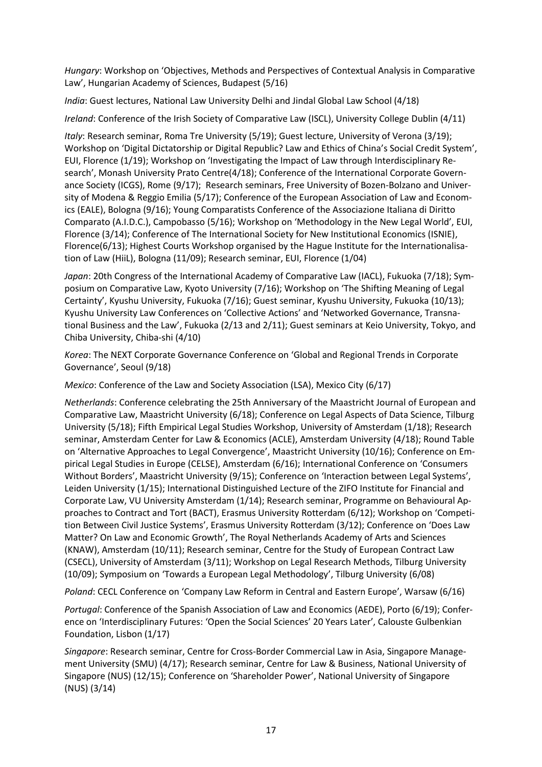*Hungary*: Workshop on 'Objectives, Methods and Perspectives of Contextual Analysis in Comparative Law', Hungarian Academy of Sciences, Budapest (5/16)

*India*: Guest lectures, National Law University Delhi and Jindal Global Law School (4/18)

*Ireland*: Conference of the Irish Society of Comparative Law (ISCL), University College Dublin (4/11)

*Italy*: Research seminar, Roma Tre University (5/19); Guest lecture, University of Verona (3/19); Workshop on 'Digital Dictatorship or Digital Republic? Law and Ethics of China's Social Credit System', EUI, Florence (1/19); Workshop on 'Investigating the Impact of Law through Interdisciplinary Research', Monash University Prato Centre(4/18); Conference of the International Corporate Governance Society (ICGS), Rome (9/17); Research seminars, Free University of Bozen-Bolzano and University of Modena & Reggio Emilia (5/17); Conference of the European Association of Law and Economics (EALE), Bologna (9/16); Young Comparatists Conference of the Associazione Italiana di Diritto Comparato (A.I.D.C.), Campobasso (5/16); Workshop on 'Methodology in the New Legal World', EUI, Florence (3/14); Conference of The International Society for New Institutional Economics (ISNIE), Florence(6/13); Highest Courts Workshop organised by the Hague Institute for the Internationalisation of Law (HiiL), Bologna (11/09); Research seminar, EUI, Florence (1/04)

*Japan*: 20th Congress of the International Academy of Comparative Law (IACL), Fukuoka (7/18); Symposium on Comparative Law, Kyoto University (7/16); Workshop on 'The Shifting Meaning of Legal Certainty', Kyushu University, Fukuoka (7/16); Guest seminar, Kyushu University, Fukuoka (10/13); Kyushu University Law Conferences on 'Collective Actions' and 'Networked Governance, Transnational Business and the Law', Fukuoka (2/13 and 2/11); Guest seminars at Keio University, Tokyo, and Chiba University, Chiba-shi (4/10)

*Korea*: The NEXT Corporate Governance Conference on 'Global and Regional Trends in Corporate Governance', Seoul (9/18)

*Mexico*: Conference of the Law and Society Association (LSA), Mexico City (6/17)

*Netherlands*: Conference celebrating the 25th Anniversary of the Maastricht Journal of European and Comparative Law, Maastricht University (6/18); Conference on Legal Aspects of Data Science, Tilburg University (5/18); Fifth Empirical Legal Studies Workshop, University of Amsterdam (1/18); Research seminar, Amsterdam Center for Law & Economics (ACLE), Amsterdam University (4/18); Round Table on 'Alternative Approaches to Legal Convergence', Maastricht University (10/16); Conference on Empirical Legal Studies in Europe (CELSE), Amsterdam (6/16); International Conference on 'Consumers Without Borders', Maastricht University (9/15); Conference on 'Interaction between Legal Systems', Leiden University (1/15); International Distinguished Lecture of the ZIFO Institute for Financial and Corporate Law, VU University Amsterdam (1/14); Research seminar, Programme on Behavioural Approaches to Contract and Tort (BACT), Erasmus University Rotterdam (6/12); Workshop on 'Competition Between Civil Justice Systems', Erasmus University Rotterdam (3/12); Conference on 'Does Law Matter? On Law and Economic Growth', The Royal Netherlands Academy of Arts and Sciences (KNAW), Amsterdam (10/11); Research seminar, Centre for the Study of European Contract Law (CSECL), University of Amsterdam (3/11); Workshop on Legal Research Methods, Tilburg University (10/09); Symposium on 'Towards a European Legal Methodology', Tilburg University (6/08)

*Poland*: CECL Conference on 'Company Law Reform in Central and Eastern Europe', Warsaw (6/16)

*Portugal*: Conference of the Spanish Association of Law and Economics (AEDE), Porto (6/19); Conference on 'Interdisciplinary Futures: 'Open the Social Sciences' 20 Years Later', Calouste Gulbenkian Foundation, Lisbon (1/17)

*Singapore*: Research seminar, Centre for Cross-Border Commercial Law in Asia, Singapore Management University (SMU) (4/17); Research seminar, Centre for Law & Business, National University of Singapore (NUS) (12/15); Conference on 'Shareholder Power', National University of Singapore (NUS) (3/14)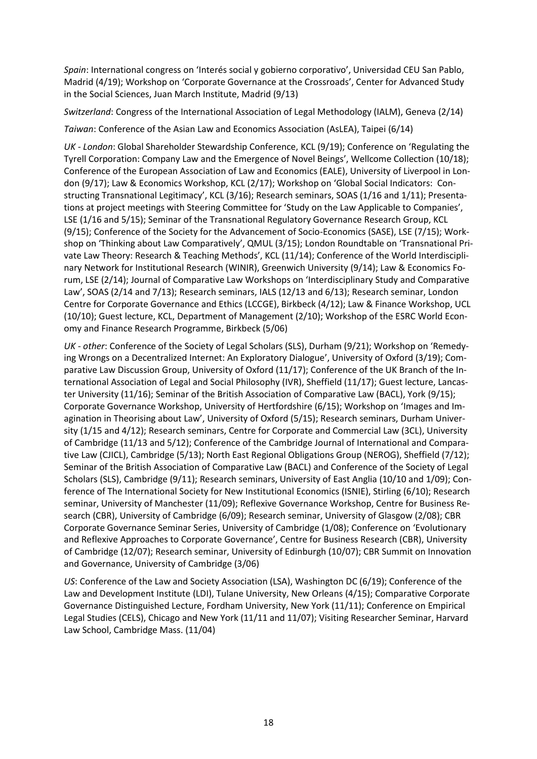*Spain*: International congress on 'Interés social y gobierno corporativo', Universidad CEU San Pablo, Madrid (4/19); Workshop on 'Corporate Governance at the Crossroads', Center for Advanced Study in the Social Sciences, Juan March Institute, Madrid (9/13)

*Switzerland*: Congress of the International Association of Legal Methodology (IALM), Geneva (2/14)

*Taiwan*: Conference of the Asian Law and Economics Association (AsLEA), Taipei (6/14)

*UK - London*: Global Shareholder Stewardship Conference, KCL (9/19); Conference on 'Regulating the Tyrell Corporation: Company Law and the Emergence of Novel Beings', Wellcome Collection (10/18); Conference of the European Association of Law and Economics (EALE), University of Liverpool in London (9/17); Law & Economics Workshop, KCL (2/17); Workshop on 'Global Social Indicators: Constructing Transnational Legitimacy', KCL (3/16); Research seminars, SOAS (1/16 and 1/11); Presentations at project meetings with Steering Committee for 'Study on the Law Applicable to Companies', LSE (1/16 and 5/15); Seminar of the Transnational Regulatory Governance Research Group, KCL (9/15); Conference of the Society for the Advancement of Socio-Economics (SASE), LSE (7/15); Workshop on 'Thinking about Law Comparatively', QMUL (3/15); London Roundtable on 'Transnational Private Law Theory: Research & Teaching Methods', KCL (11/14); Conference of the World Interdisciplinary Network for Institutional Research (WINIR), Greenwich University (9/14); Law & Economics Forum, LSE (2/14); Journal of Comparative Law Workshops on 'Interdisciplinary Study and Comparative Law', SOAS (2/14 and 7/13); Research seminars, IALS (12/13 and 6/13); Research seminar, London Centre for Corporate Governance and Ethics (LCCGE), Birkbeck (4/12); Law & Finance Workshop, UCL (10/10); Guest lecture, KCL, Department of Management (2/10); Workshop of the ESRC World Economy and Finance Research Programme, Birkbeck (5/06)

*UK - other*: Conference of the Society of Legal Scholars (SLS), Durham (9/21); Workshop on 'Remedying Wrongs on a Decentralized Internet: An Exploratory Dialogue', University of Oxford (3/19); Comparative Law Discussion Group, University of Oxford (11/17); Conference of the UK Branch of the International Association of Legal and Social Philosophy (IVR), Sheffield (11/17); Guest lecture, Lancaster University (11/16); Seminar of the British Association of Comparative Law (BACL), York (9/15); Corporate Governance Workshop, University of Hertfordshire (6/15); Workshop on 'Images and Imagination in Theorising about Law', University of Oxford (5/15); Research seminars, Durham University (1/15 and 4/12); Research seminars, Centre for Corporate and Commercial Law (3CL), University of Cambridge (11/13 and 5/12); Conference of the Cambridge Journal of International and Comparative Law (CJICL), Cambridge (5/13); North East Regional Obligations Group (NEROG), Sheffield (7/12); Seminar of the British Association of Comparative Law (BACL) and Conference of the Society of Legal Scholars (SLS), Cambridge (9/11); Research seminars, University of East Anglia (10/10 and 1/09); Conference of The International Society for New Institutional Economics (ISNIE), Stirling (6/10); Research seminar, University of Manchester (11/09); Reflexive Governance Workshop, Centre for Business Research (CBR), University of Cambridge (6/09); Research seminar, University of Glasgow (2/08); CBR Corporate Governance Seminar Series, University of Cambridge (1/08); Conference on 'Evolutionary and Reflexive Approaches to Corporate Governance', Centre for Business Research (CBR), University of Cambridge (12/07); Research seminar, University of Edinburgh (10/07); CBR Summit on Innovation and Governance, University of Cambridge (3/06)

*US*: Conference of the Law and Society Association (LSA), Washington DC (6/19); Conference of the Law and Development Institute (LDI), Tulane University, New Orleans (4/15); Comparative Corporate Governance Distinguished Lecture, Fordham University, New York (11/11); Conference on Empirical Legal Studies (CELS), Chicago and New York (11/11 and 11/07); Visiting Researcher Seminar, Harvard Law School, Cambridge Mass. (11/04)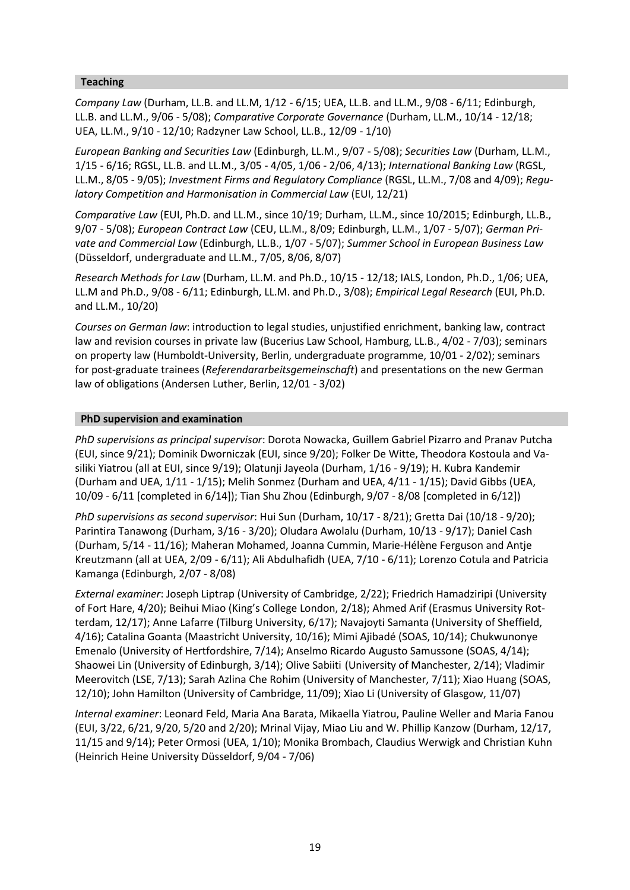## Teaching

*Company Law* (Durham, LL.B. and LL.M, 1/12 - 6/15; UEA, LL.B. and LL.M., 9/08 - 6/11; Edinburgh, LL.B. and LL.M., 9/06 - 5/08); *Comparative Corporate Governance* (Durham, LL.M., 10/14 - 12/18; UEA, LL.M., 9/10 - 12/10; Radzyner Law School, LL.B., 12/09 - 1/10)

*European Banking and Securities Law* (Edinburgh, LL.M., 9/07 - 5/08); *Securities Law* (Durham, LL.M., 1/15 - 6/16; RGSL, LL.B. and LL.M., 3/05 - 4/05, 1/06 - 2/06, 4/13); *International Banking Law* (RGSL, LL.M., 8/05 - 9/05); *Investment Firms and Regulatory Compliance* (RGSL, LL.M., 7/08 and 4/09); *Regulatory Competition and Harmonisation in Commercial Law* (EUI, 12/21)

*Comparative Law* (EUI, Ph.D. and LL.M., since 10/19; Durham, LL.M., since 10/2015; Edinburgh, LL.B., 9/07 - 5/08); *European Contract Law* (CEU, LL.M., 8/09; Edinburgh, LL.M., 1/07 - 5/07); *German Private and Commercial Law* (Edinburgh, LL.B., 1/07 - 5/07); *Summer School in European Business Law* (Düsseldorf, undergraduate and LL.M., 7/05, 8/06, 8/07)

*Research Methods for Law* (Durham, LL.M. and Ph.D., 10/15 - 12/18; IALS, London, Ph.D., 1/06; UEA, LL.M and Ph.D., 9/08 - 6/11; Edinburgh, LL.M. and Ph.D., 3/08); *Empirical Legal Research* (EUI, Ph.D. and LL.M., 10/20)

*Courses on German law*: introduction to legal studies, unjustified enrichment, banking law, contract law and revision courses in private law (Bucerius Law School, Hamburg, LL.B., 4/02 - 7/03); seminars on property law (Humboldt-University, Berlin, undergraduate programme, 10/01 - 2/02); seminars for post-graduate trainees (*Referendararbeitsgemeinschaft*) and presentations on the new German law of obligations (Andersen Luther, Berlin, 12/01 - 3/02)

## PhD supervision and examination

*PhD supervisions as principal supervisor*: Dorota Nowacka, Guillem Gabriel Pizarro and Pranav Putcha (EUI, since 9/21); Dominik Dworniczak (EUI, since 9/20); Folker De Witte, Theodora Kostoula and Vasiliki Yiatrou (all at EUI, since 9/19); Olatunji Jayeola (Durham, 1/16 - 9/19); H. Kubra Kandemir (Durham and UEA, 1/11 - 1/15); Melih Sonmez (Durham and UEA, 4/11 - 1/15); David Gibbs (UEA, 10/09 - 6/11 [completed in 6/14]); Tian Shu Zhou (Edinburgh, 9/07 - 8/08 [completed in 6/12])

*PhD supervisions as second supervisor*: Hui Sun (Durham, 10/17 - 8/21); Gretta Dai (10/18 - 9/20); Parintira Tanawong (Durham, 3/16 - 3/20); Oludara Awolalu (Durham, 10/13 - 9/17); Daniel Cash (Durham, 5/14 - 11/16); Maheran Mohamed, Joanna Cummin, Marie-Hélène Ferguson and Antje Kreutzmann (all at UEA, 2/09 - 6/11); Ali Abdulhafidh (UEA, 7/10 - 6/11); Lorenzo Cotula and Patricia Kamanga (Edinburgh, 2/07 - 8/08)

*External examiner*: Joseph Liptrap (University of Cambridge, 2/22); Friedrich Hamadziripi (University of Fort Hare, 4/20); Beihui Miao (King's College London, 2/18); Ahmed Arif (Erasmus University Rotterdam, 12/17); Anne Lafarre (Tilburg University, 6/17); Navajoyti Samanta (University of Sheffield, 4/16); Catalina Goanta (Maastricht University, 10/16); Mimi Ajibadé (SOAS, 10/14); Chukwunonye Emenalo (University of Hertfordshire, 7/14); Anselmo Ricardo Augusto Samussone (SOAS, 4/14); Shaowei Lin (University of Edinburgh, 3/14); Olive Sabiiti (University of Manchester, 2/14); Vladimir Meerovitch (LSE, 7/13); Sarah Azlina Che Rohim (University of Manchester, 7/11); Xiao Huang (SOAS, 12/10); John Hamilton (University of Cambridge, 11/09); Xiao Li (University of Glasgow, 11/07)

*Internal examiner*: Leonard Feld, Maria Ana Barata, Mikaella Yiatrou, Pauline Weller and Maria Fanou (EUI, 3/22, 6/21, 9/20, 5/20 and 2/20); Mrinal Vijay, Miao Liu and W. Phillip Kanzow (Durham, 12/17, 11/15 and 9/14); Peter Ormosi (UEA, 1/10); Monika Brombach, Claudius Werwigk and Christian Kuhn (Heinrich Heine University Düsseldorf, 9/04 - 7/06)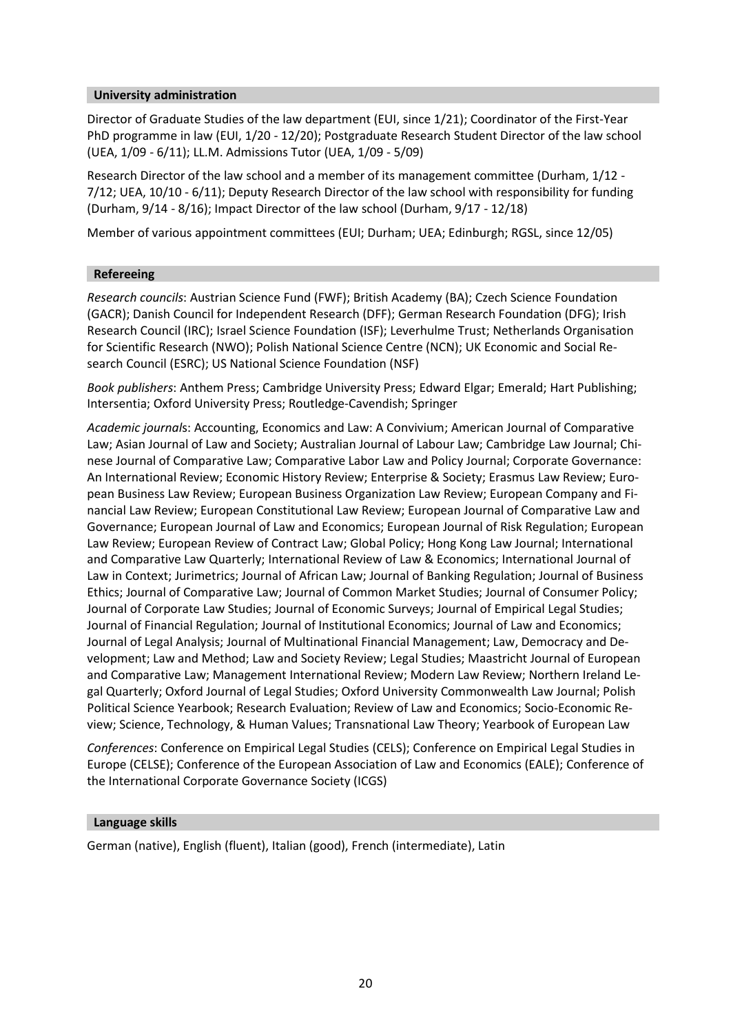## University administration

Director of Graduate Studies of the law department (EUI, since 1/21); Coordinator of the First-Year PhD programme in law (EUI, 1/20 - 12/20); Postgraduate Research Student Director of the law school (UEA, 1/09 - 6/11); LL.M. Admissions Tutor (UEA, 1/09 - 5/09)

Research Director of the law school and a member of its management committee (Durham, 1/12 - 7/12; UEA, 10/10 - 6/11); Deputy Research Director of the law school with responsibility for funding (Durham, 9/14 - 8/16); Impact Director of the law school (Durham, 9/17 - 12/18)

Member of various appointment committees (EUI; Durham; UEA; Edinburgh; RGSL, since 12/05)

## Refereeing

*Research councils*: Austrian Science Fund (FWF); British Academy (BA); Czech Science Foundation (GACR); Danish Council for Independent Research (DFF); German Research Foundation (DFG); Irish Research Council (IRC); Israel Science Foundation (ISF); Leverhulme Trust; Netherlands Organisation for Scientific Research (NWO); Polish National Science Centre (NCN); UK Economic and Social Research Council (ESRC); US National Science Foundation (NSF)

*Book publishers*: Anthem Press; Cambridge University Press; Edward Elgar; Emerald; Hart Publishing; Intersentia; Oxford University Press; Routledge-Cavendish; Springer

*Academic journals*: Accounting, Economics and Law: A Convivium; American Journal of Comparative Law; Asian Journal of Law and Society; Australian Journal of Labour Law; Cambridge Law Journal; Chinese Journal of Comparative Law; Comparative Labor Law and Policy Journal; Corporate Governance: An International Review; Economic History Review; Enterprise & Society; Erasmus Law Review; European Business Law Review; European Business Organization Law Review; European Company and Financial Law Review; European Constitutional Law Review; European Journal of Comparative Law and Governance; European Journal of Law and Economics; European Journal of Risk Regulation; European Law Review; European Review of Contract Law; Global Policy; Hong Kong Law Journal; International and Comparative Law Quarterly; International Review of Law & Economics; International Journal of Law in Context; Jurimetrics; Journal of African Law; Journal of Banking Regulation; Journal of Business Ethics; Journal of Comparative Law; Journal of Common Market Studies; Journal of Consumer Policy; Journal of Corporate Law Studies; Journal of Economic Surveys; Journal of Empirical Legal Studies; Journal of Financial Regulation; Journal of Institutional Economics; Journal of Law and Economics; Journal of Legal Analysis; Journal of Multinational Financial Management; Law, Democracy and Development; Law and Method; Law and Society Review; Legal Studies; Maastricht Journal of European and Comparative Law; Management International Review; Modern Law Review; Northern Ireland Legal Quarterly; Oxford Journal of Legal Studies; Oxford University Commonwealth Law Journal; Polish Political Science Yearbook; Research Evaluation; Review of Law and Economics; Socio-Economic Review; Science, Technology, & Human Values; Transnational Law Theory; Yearbook of European Law

*Conferences*: Conference on Empirical Legal Studies (CELS); Conference on Empirical Legal Studies in Europe (CELSE); Conference of the European Association of Law and Economics (EALE); Conference of the International Corporate Governance Society (ICGS)

## Language skills

German (native), English (fluent), Italian (good), French (intermediate), Latin